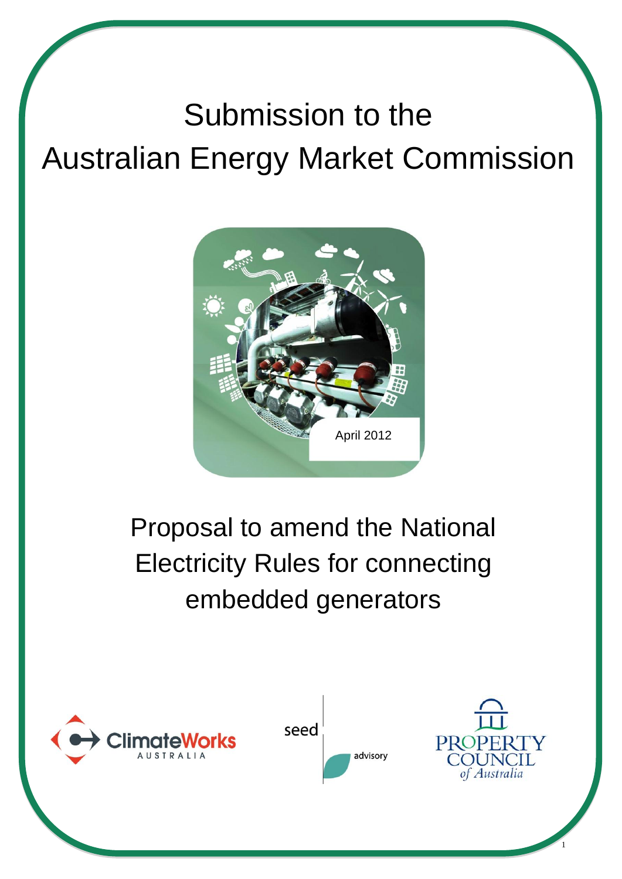# Submission to the Australian Energy Market Commission

April 2012

## Proposal to amend the National Electricity Rules for connecting embedded generators

ClimateWorks AUSTRALIA

seed advisory

PROPERTY COUNCIL of Australia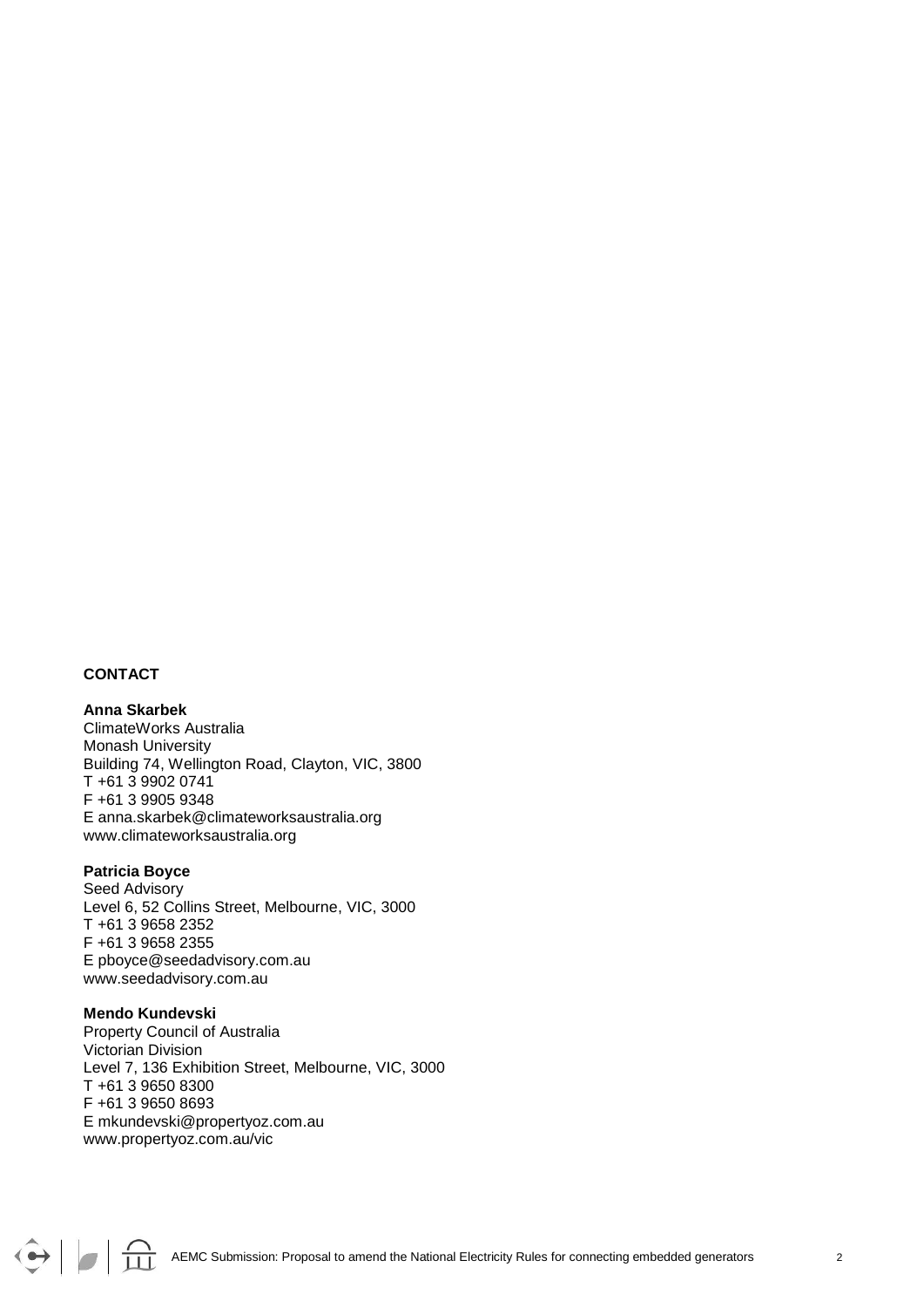**CONTACT**

**Anna Skarbek**
ClimateWorks Australia
Monash University
Building 74, Wellington Road, Clayton, VIC, 3800
T +61 3 9902 0741
F +61 3 9905 9348
E anna.skarbek@climateworksaustralia.org
www.climateworksaustralia.org

**Patricia Boyce**
Seed Advisory
Level 6, 52 Collins Street, Melbourne, VIC, 3000
T +61 3 9658 2352
F +61 3 9658 2355
E pboyce@seedadvisory.com.au
www.seedadvisory.com.au

**Mendo Kundevski**
Property Council of Australia
Victorian Division
Level 7, 136 Exhibition Street, Melbourne, VIC, 3000
T +61 3 9650 8300
F +61 3 9650 8693
E mkundevski@propertyoz.com.au
www.propertyoz.com.au/vic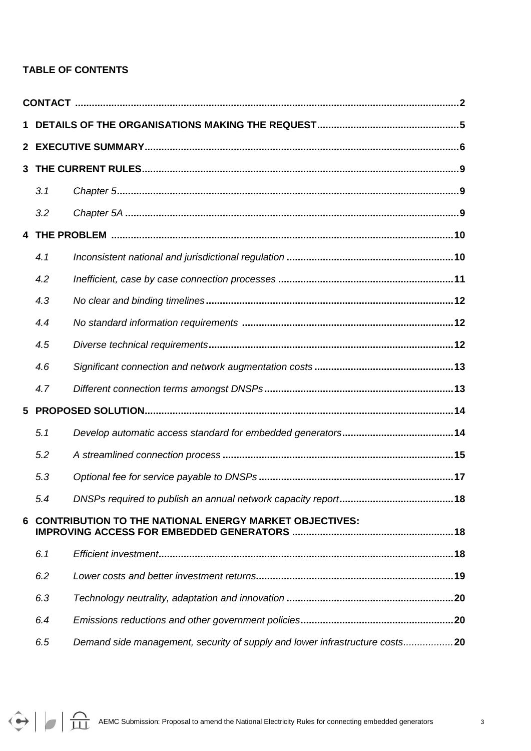**TABLE OF CONTENTS**

**CONTACT** ........................................................................................................................2

**1 DETAILS OF THE ORGANISATIONS MAKING THE REQUEST**..................................................5

**2 EXECUTIVE SUMMARY**...............................................................................................................6

**3 THE CURRENT RULES**................................................................................................................9

- *3.1 Chapter 5*.........................................................................................................................**9**
- *3.2 Chapter 5A* ......................................................................................................................**9**

**4 THE PROBLEM** ..........................................................................................................................10

- *4.1 Inconsistent national and jurisdictional regulation* ...........................................................**10**
- *4.2 Inefficient, case by case connection processes* ..............................................................**11**
- *4.3 No clear and binding timelines*........................................................................................**12**
- *4.4 No standard information requirements* ...........................................................................**12**
- *4.5 Diverse technical requirements*.......................................................................................**12**
- *4.6 Significant connection and network augmentation costs* ................................................**13**
- *4.7 Different connection terms amongst DNSPs*...................................................................**13**

**5 PROPOSED SOLUTION**.............................................................................................................14

- *5.1 Develop automatic access standard for embedded generators*.......................................**14**
- *5.2 A streamlined connection process* ..................................................................................**15**
- *5.3 Optional fee for service payable to DNSPs* .....................................................................**17**
- *5.4 DNSPs required to publish an annual network capacity report*........................................**18**

**6 CONTRIBUTION TO THE NATIONAL ENERGY MARKET OBJECTIVES: IMPROVING ACCESS FOR EMBEDDED GENERATORS** .........................................................18

- *6.1 Efficient investment*........................................................................................................**18**
- *6.2 Lower costs and better investment returns*......................................................................**19**
- *6.3 Technology neutrality, adaptation and innovation* ...........................................................**20**
- *6.4 Emissions reductions and other government policies*......................................................**20**
- *6.5 Demand side management, security of supply and lower infrastructure costs*..................**20**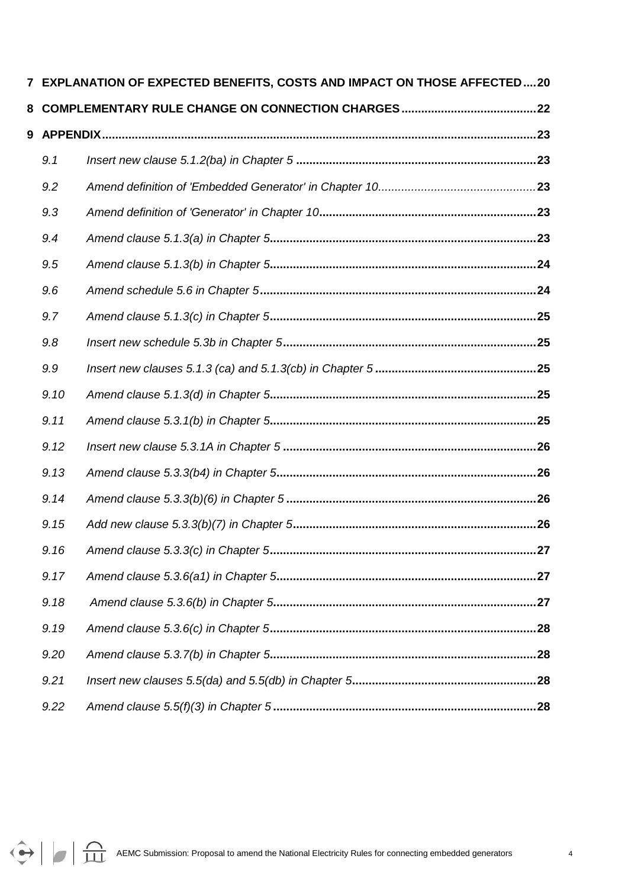7 EXPLANATION OF EXPECTED BENEFITS, COSTS AND IMPACT ON THOSE AFFECTED....20

8 COMPLEMENTARY RULE CHANGE ON CONNECTION CHARGES....22

9 APPENDIX....23

- 9.1 Insert new clause 5.1.2(ba) in Chapter 5....23
- 9.2 Amend definition of 'Embedded Generator' in Chapter 10....23
- 9.3 Amend definition of 'Generator' in Chapter 10....23
- 9.4 Amend clause 5.1.3(a) in Chapter 5....23
- 9.5 Amend clause 5.1.3(b) in Chapter 5....24
- 9.6 Amend schedule 5.6 in Chapter 5....24
- 9.7 Amend clause 5.1.3(c) in Chapter 5....25
- 9.8 Insert new schedule 5.3b in Chapter 5....25
- 9.9 Insert new clauses 5.1.3 (ca) and 5.1.3(cb) in Chapter 5....25
- 9.10 Amend clause 5.1.3(d) in Chapter 5....25
- 9.11 Amend clause 5.3.1(b) in Chapter 5....25
- 9.12 Insert new clause 5.3.1A in Chapter 5....26
- 9.13 Amend clause 5.3.3(b4) in Chapter 5....26
- 9.14 Amend clause 5.3.3(b)(6) in Chapter 5....26
- 9.15 Add new clause 5.3.3(b)(7) in Chapter 5....26
- 9.16 Amend clause 5.3.3(c) in Chapter 5....27
- 9.17 Amend clause 5.3.6(a1) in Chapter 5....27
- 9.18 Amend clause 5.3.6(b) in Chapter 5....27
- 9.19 Amend clause 5.3.6(c) in Chapter 5....28
- 9.20 Amend clause 5.3.7(b) in Chapter 5....28
- 9.21 Insert new clauses 5.5(da) and 5.5(db) in Chapter 5....28
- 9.22 Amend clause 5.5(f)(3) in Chapter 5....28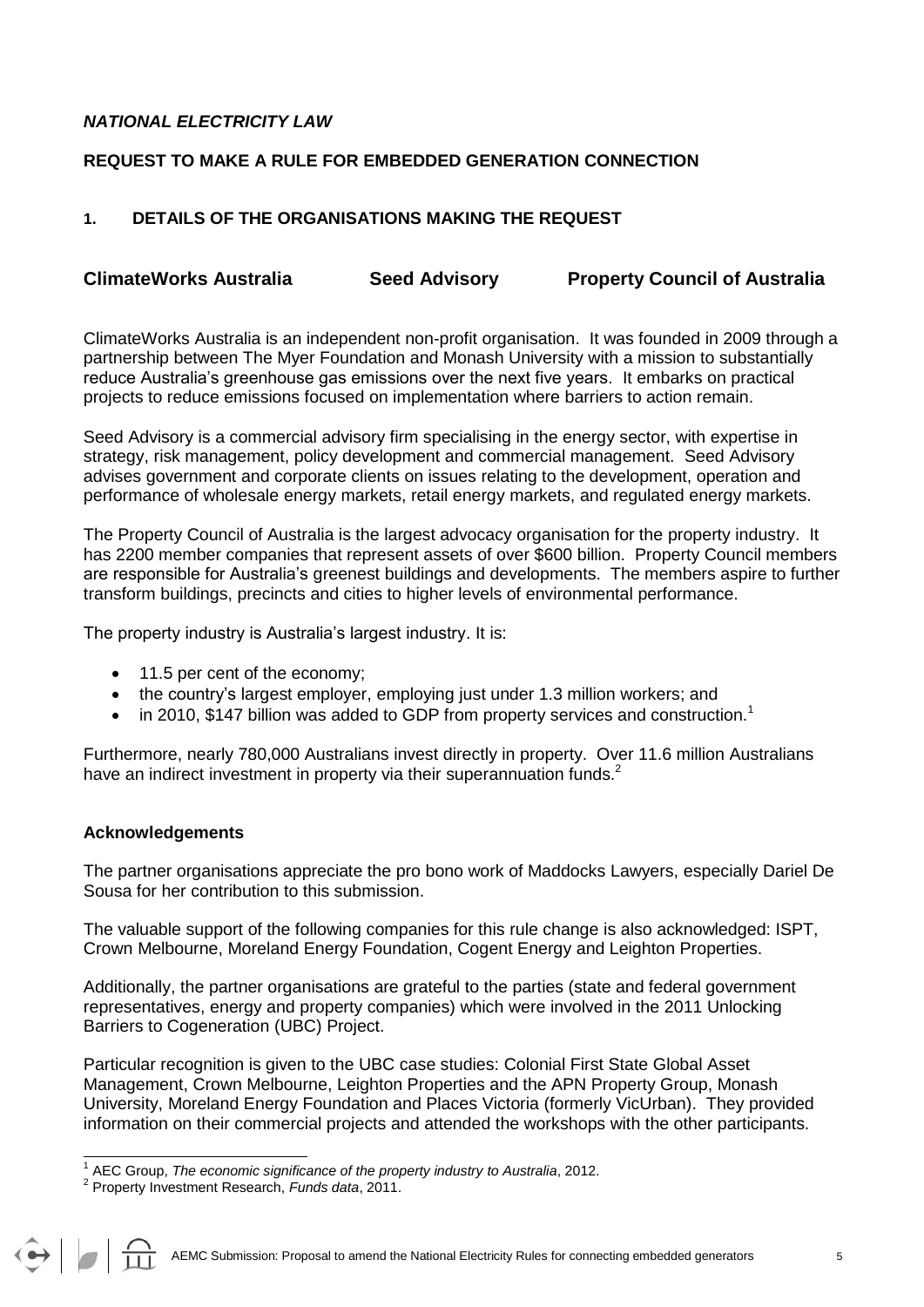***NATIONAL ELECTRICITY LAW***

**REQUEST TO MAKE A RULE FOR EMBEDDED GENERATION CONNECTION**

## 1. DETAILS OF THE ORGANISATIONS MAKING THE REQUEST

**ClimateWorks Australia** **Seed Advisory** **Property Council of Australia**

ClimateWorks Australia is an independent non-profit organisation. It was founded in 2009 through a partnership between The Myer Foundation and Monash University with a mission to substantially reduce Australia's greenhouse gas emissions over the next five years. It embarks on practical projects to reduce emissions focused on implementation where barriers to action remain.

Seed Advisory is a commercial advisory firm specialising in the energy sector, with expertise in strategy, risk management, policy development and commercial management. Seed Advisory advises government and corporate clients on issues relating to the development, operation and performance of wholesale energy markets, retail energy markets, and regulated energy markets.

The Property Council of Australia is the largest advocacy organisation for the property industry. It has 2200 member companies that represent assets of over $600 billion. Property Council members are responsible for Australia's greenest buildings and developments. The members aspire to further transform buildings, precincts and cities to higher levels of environmental performance.

The property industry is Australia's largest industry. It is:

- 11.5 per cent of the economy;
- the country's largest employer, employing just under 1.3 million workers; and
- in 2010, $147 billion was added to GDP from property services and construction.[1]

Furthermore, nearly 780,000 Australians invest directly in property. Over 11.6 million Australians have an indirect investment in property via their superannuation funds.[2]

**Acknowledgements**

The partner organisations appreciate the pro bono work of Maddocks Lawyers, especially Dariel De Sousa for her contribution to this submission.

The valuable support of the following companies for this rule change is also acknowledged: ISPT, Crown Melbourne, Moreland Energy Foundation, Cogent Energy and Leighton Properties.

Additionally, the partner organisations are grateful to the parties (state and federal government representatives, energy and property companies) which were involved in the 2011 Unlocking Barriers to Cogeneration (UBC) Project.

Particular recognition is given to the UBC case studies: Colonial First State Global Asset Management, Crown Melbourne, Leighton Properties and the APN Property Group, Monash University, Moreland Energy Foundation and Places Victoria (formerly VicUrban). They provided information on their commercial projects and attended the workshops with the other participants.

[1] AEC Group, *The economic significance of the property industry to Australia*, 2012.

[2] Property Investment Research, *Funds data*, 2011.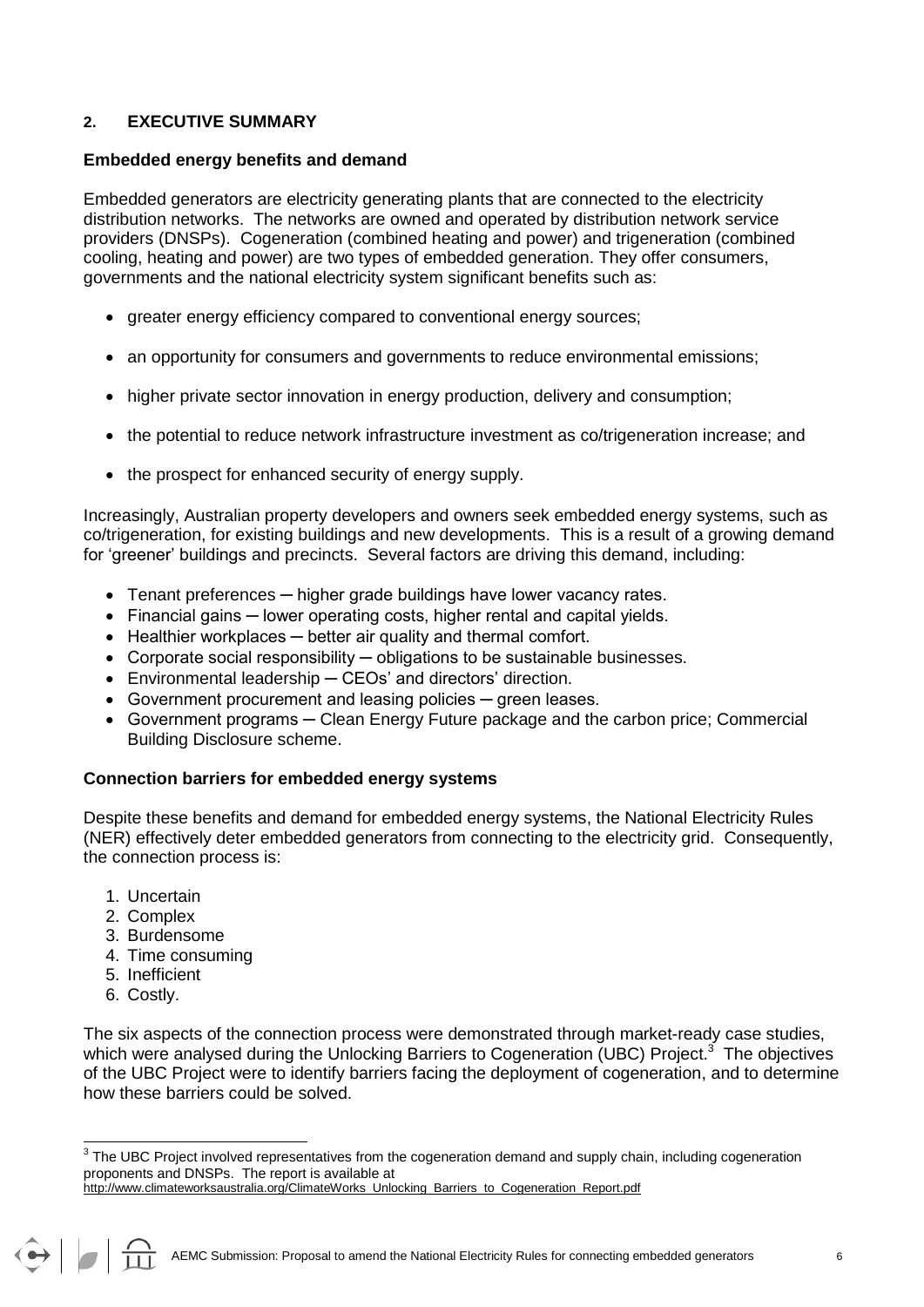## 2. EXECUTIVE SUMMARY

**Embedded energy benefits and demand**

Embedded generators are electricity generating plants that are connected to the electricity distribution networks. The networks are owned and operated by distribution network service providers (DNSPs). Cogeneration (combined heating and power) and trigeneration (combined cooling, heating and power) are two types of embedded generation. They offer consumers, governments and the national electricity system significant benefits such as:

- greater energy efficiency compared to conventional energy sources;
- an opportunity for consumers and governments to reduce environmental emissions;
- higher private sector innovation in energy production, delivery and consumption;
- the potential to reduce network infrastructure investment as co/trigeneration increase; and
- the prospect for enhanced security of energy supply.

Increasingly, Australian property developers and owners seek embedded energy systems, such as co/trigeneration, for existing buildings and new developments. This is a result of a growing demand for 'greener' buildings and precincts. Several factors are driving this demand, including:

- Tenant preferences ─ higher grade buildings have lower vacancy rates.
- Financial gains ─ lower operating costs, higher rental and capital yields.
- Healthier workplaces ─ better air quality and thermal comfort.
- Corporate social responsibility ─ obligations to be sustainable businesses.
- Environmental leadership ─ CEOs' and directors' direction.
- Government procurement and leasing policies ─ green leases.
- Government programs ─ Clean Energy Future package and the carbon price; Commercial Building Disclosure scheme.

**Connection barriers for embedded energy systems**

Despite these benefits and demand for embedded energy systems, the National Electricity Rules (NER) effectively deter embedded generators from connecting to the electricity grid. Consequently, the connection process is:

1. Uncertain
2. Complex
3. Burdensome
4. Time consuming
5. Inefficient
6. Costly.

The six aspects of the connection process were demonstrated through market-ready case studies, which were analysed during the Unlocking Barriers to Cogeneration (UBC) Project.[3] The objectives of the UBC Project were to identify barriers facing the deployment of cogeneration, and to determine how these barriers could be solved.

[3] The UBC Project involved representatives from the cogeneration demand and supply chain, including cogeneration proponents and DNSPs. The report is available at http://www.climateworksaustralia.org/ClimateWorks_Unlocking_Barriers_to_Cogeneration_Report.pdf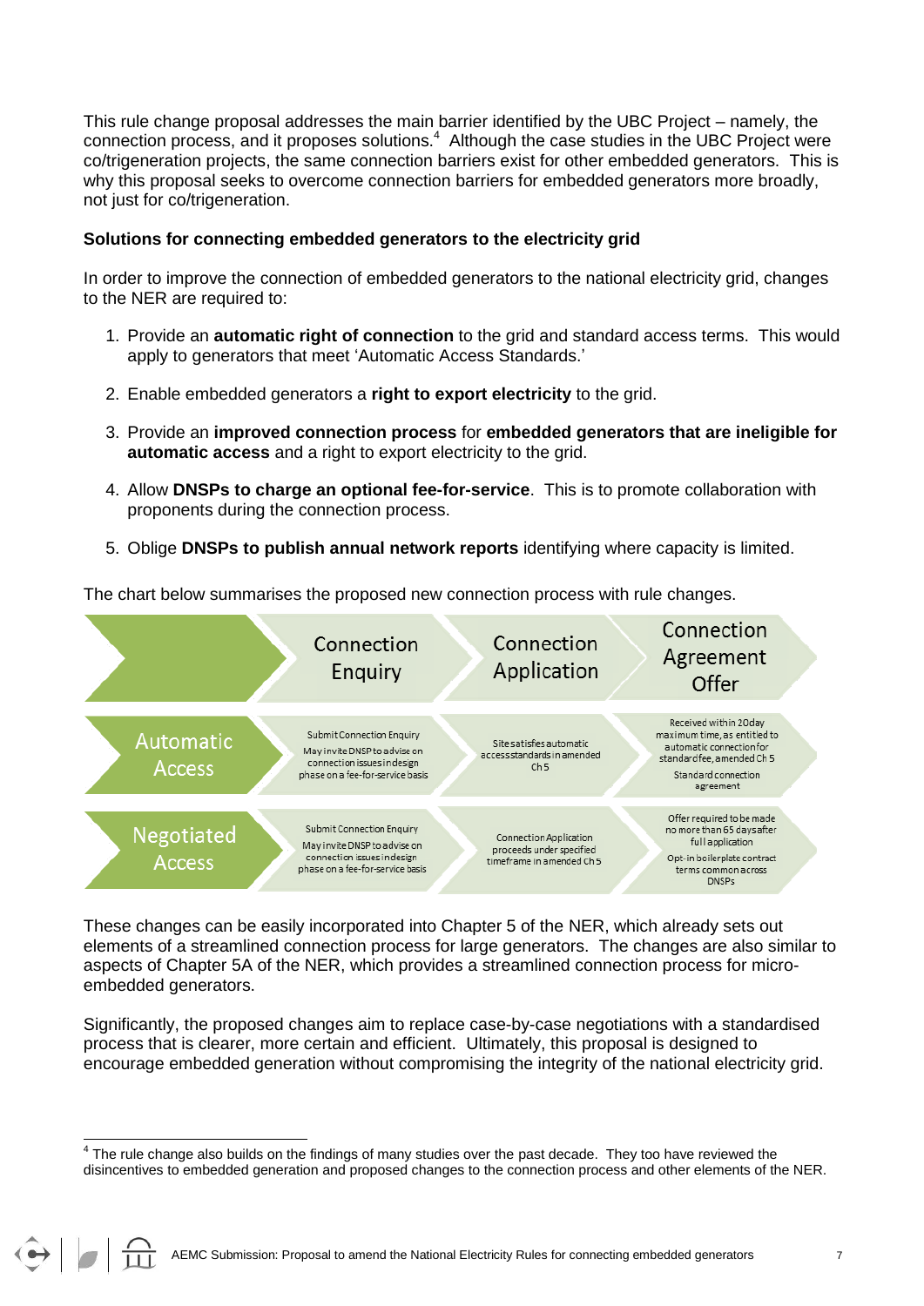This rule change proposal addresses the main barrier identified by the UBC Project – namely, the connection process, and it proposes solutions.[4] Although the case studies in the UBC Project were co/trigeneration projects, the same connection barriers exist for other embedded generators. This is why this proposal seeks to overcome connection barriers for embedded generators more broadly, not just for co/trigeneration.

**Solutions for connecting embedded generators to the electricity grid**

In order to improve the connection of embedded generators to the national electricity grid, changes to the NER are required to:

1. Provide an **automatic right of connection** to the grid and standard access terms. This would apply to generators that meet 'Automatic Access Standards.'
2. Enable embedded generators a **right to export electricity** to the grid.
3. Provide an **improved connection process** for **embedded generators that are ineligible for automatic access** and a right to export electricity to the grid.
4. Allow **DNSPs to charge an optional fee-for-service**. This is to promote collaboration with proponents during the connection process.
5. Oblige **DNSPs to publish annual network reports** identifying where capacity is limited.

The chart below summarises the proposed new connection process with rule changes.

| | Connection Enquiry | Connection Application | Connection Agreement Offer |
|---|---|---|---|
| Automatic Access | Submit Connection Enquiry<br>May invite DNSP to advise on connection issues in design phase on a fee-for-service basis | Site satisfies automatic access standards in amended Ch 5 | Received within 20 day maximum time, as entitled to automatic connection for standard fee, amended Ch 5<br>Standard connection agreement |
| Negotiated Access | Submit Connection Enquiry<br>May invite DNSP to advise on connection issues in design phase on a fee-for-service basis | Connection Application proceeds under specified timeframe in amended Ch 5 | Offer required to be made no more than 65 days after full application<br>Opt-in boilerplate contract terms common across DNSPs |

These changes can be easily incorporated into Chapter 5 of the NER, which already sets out elements of a streamlined connection process for large generators. The changes are also similar to aspects of Chapter 5A of the NER, which provides a streamlined connection process for micro-embedded generators.

Significantly, the proposed changes aim to replace case-by-case negotiations with a standardised process that is clearer, more certain and efficient. Ultimately, this proposal is designed to encourage embedded generation without compromising the integrity of the national electricity grid.

---

[4] The rule change also builds on the findings of many studies over the past decade. They too have reviewed the disincentives to embedded generation and proposed changes to the connection process and other elements of the NER.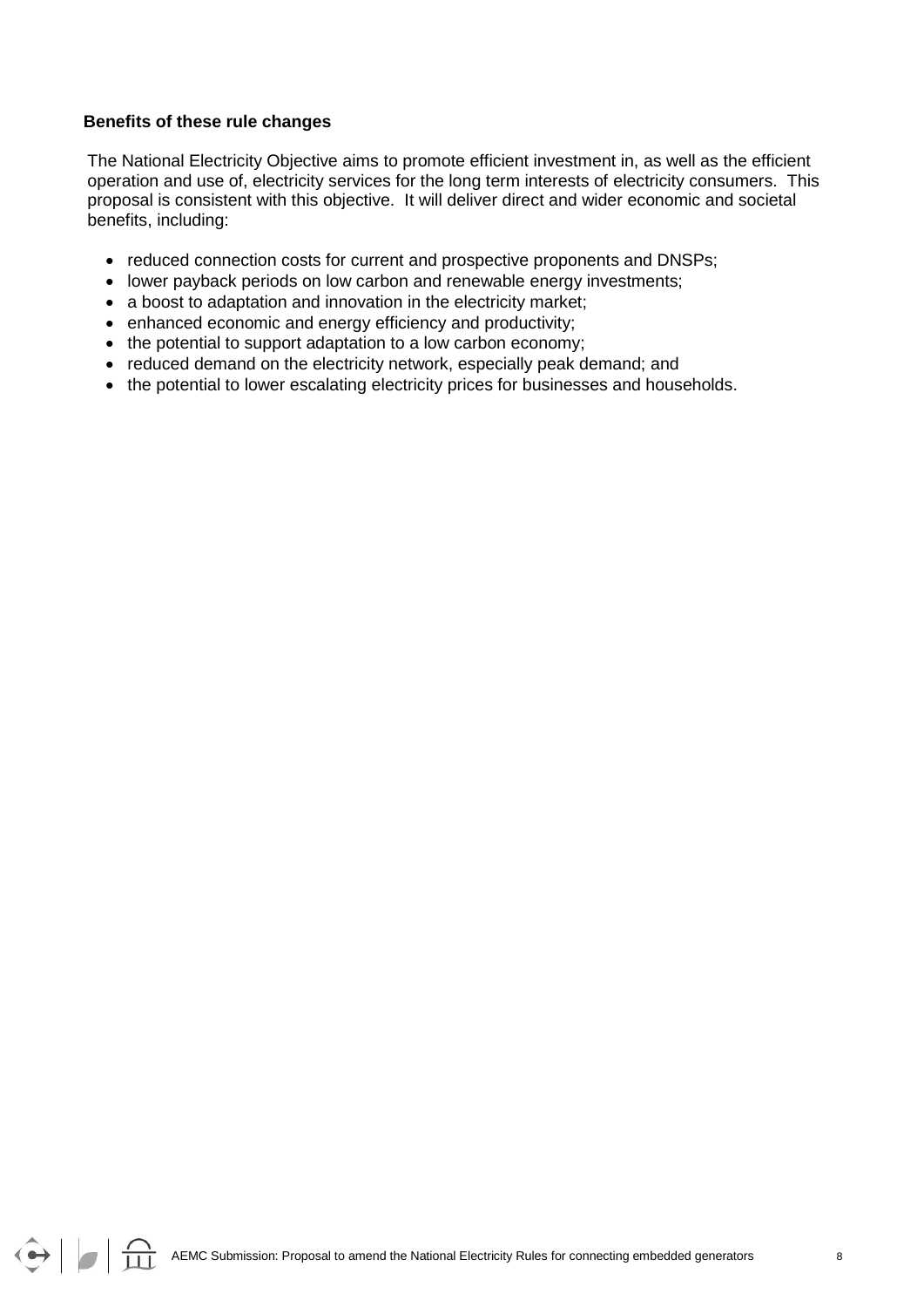### Benefits of these rule changes

The National Electricity Objective aims to promote efficient investment in, as well as the efficient operation and use of, electricity services for the long term interests of electricity consumers. This proposal is consistent with this objective. It will deliver direct and wider economic and societal benefits, including:

- reduced connection costs for current and prospective proponents and DNSPs;
- lower payback periods on low carbon and renewable energy investments;
- a boost to adaptation and innovation in the electricity market;
- enhanced economic and energy efficiency and productivity;
- the potential to support adaptation to a low carbon economy;
- reduced demand on the electricity network, especially peak demand; and
- the potential to lower escalating electricity prices for businesses and households.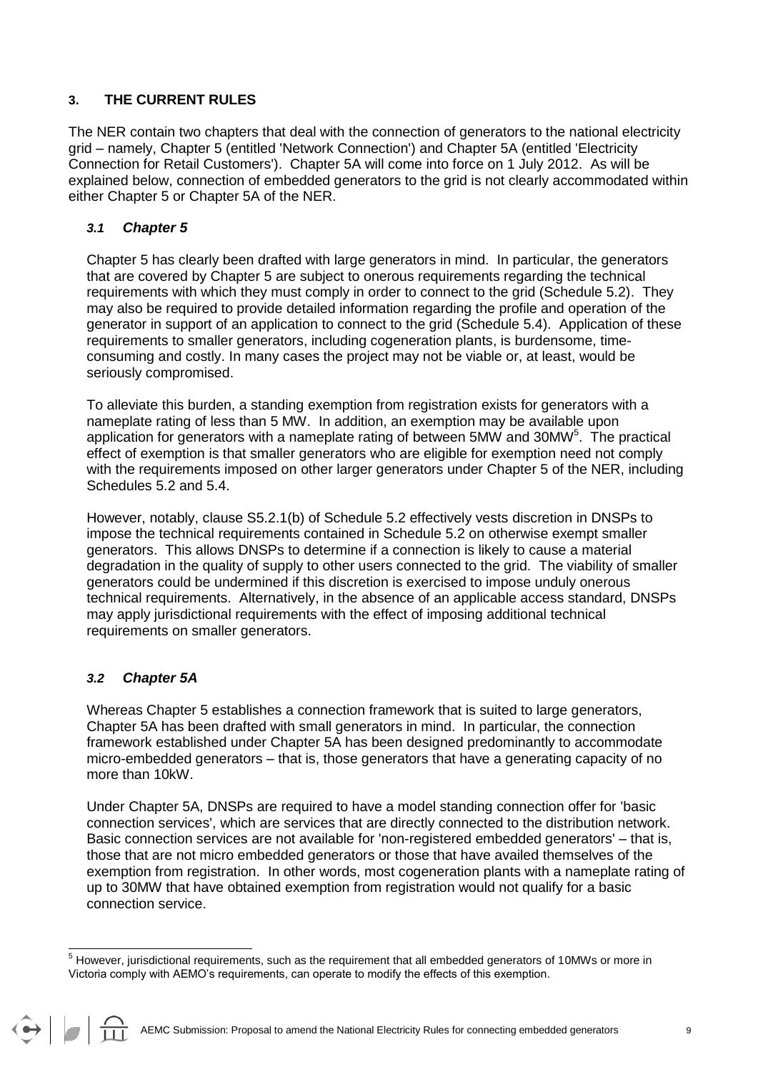## 3. THE CURRENT RULES

The NER contain two chapters that deal with the connection of generators to the national electricity grid – namely, Chapter 5 (entitled 'Network Connection') and Chapter 5A (entitled 'Electricity Connection for Retail Customers'). Chapter 5A will come into force on 1 July 2012. As will be explained below, connection of embedded generators to the grid is not clearly accommodated within either Chapter 5 or Chapter 5A of the NER.

### *3.1 Chapter 5*

Chapter 5 has clearly been drafted with large generators in mind. In particular, the generators that are covered by Chapter 5 are subject to onerous requirements regarding the technical requirements with which they must comply in order to connect to the grid (Schedule 5.2). They may also be required to provide detailed information regarding the profile and operation of the generator in support of an application to connect to the grid (Schedule 5.4). Application of these requirements to smaller generators, including cogeneration plants, is burdensome, time-consuming and costly. In many cases the project may not be viable or, at least, would be seriously compromised.

To alleviate this burden, a standing exemption from registration exists for generators with a nameplate rating of less than 5 MW. In addition, an exemption may be available upon application for generators with a nameplate rating of between 5MW and 30MW[5]. The practical effect of exemption is that smaller generators who are eligible for exemption need not comply with the requirements imposed on other larger generators under Chapter 5 of the NER, including Schedules 5.2 and 5.4.

However, notably, clause S5.2.1(b) of Schedule 5.2 effectively vests discretion in DNSPs to impose the technical requirements contained in Schedule 5.2 on otherwise exempt smaller generators. This allows DNSPs to determine if a connection is likely to cause a material degradation in the quality of supply to other users connected to the grid. The viability of smaller generators could be undermined if this discretion is exercised to impose unduly onerous technical requirements. Alternatively, in the absence of an applicable access standard, DNSPs may apply jurisdictional requirements with the effect of imposing additional technical requirements on smaller generators.

### *3.2 Chapter 5A*

Whereas Chapter 5 establishes a connection framework that is suited to large generators, Chapter 5A has been drafted with small generators in mind. In particular, the connection framework established under Chapter 5A has been designed predominantly to accommodate micro-embedded generators – that is, those generators that have a generating capacity of no more than 10kW.

Under Chapter 5A, DNSPs are required to have a model standing connection offer for 'basic connection services', which are services that are directly connected to the distribution network. Basic connection services are not available for 'non-registered embedded generators' – that is, those that are not micro embedded generators or those that have availed themselves of the exemption from registration. In other words, most cogeneration plants with a nameplate rating of up to 30MW that have obtained exemption from registration would not qualify for a basic connection service.

---

[5] However, jurisdictional requirements, such as the requirement that all embedded generators of 10MWs or more in Victoria comply with AEMO's requirements, can operate to modify the effects of this exemption.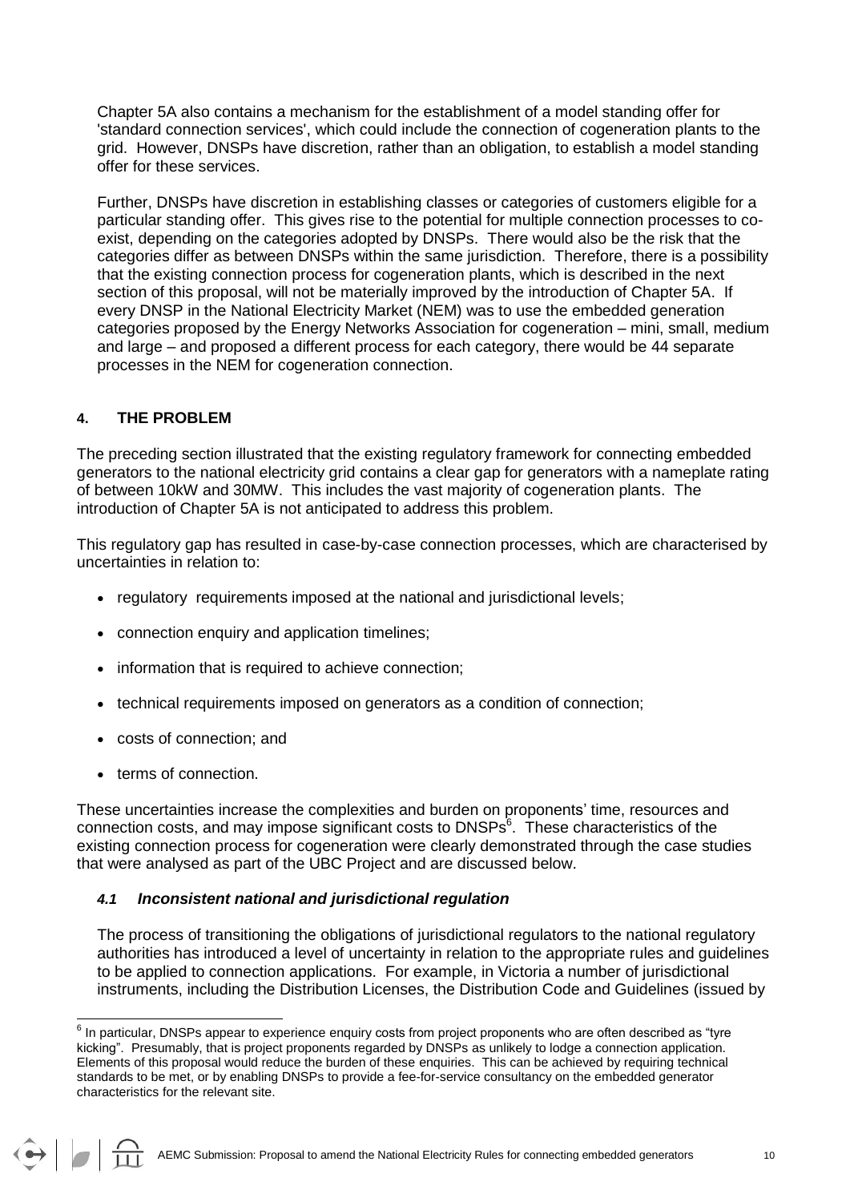Chapter 5A also contains a mechanism for the establishment of a model standing offer for 'standard connection services', which could include the connection of cogeneration plants to the grid. However, DNSPs have discretion, rather than an obligation, to establish a model standing offer for these services.

Further, DNSPs have discretion in establishing classes or categories of customers eligible for a particular standing offer. This gives rise to the potential for multiple connection processes to co-exist, depending on the categories adopted by DNSPs. There would also be the risk that the categories differ as between DNSPs within the same jurisdiction. Therefore, there is a possibility that the existing connection process for cogeneration plants, which is described in the next section of this proposal, will not be materially improved by the introduction of Chapter 5A. If every DNSP in the National Electricity Market (NEM) was to use the embedded generation categories proposed by the Energy Networks Association for cogeneration – mini, small, medium and large – and proposed a different process for each category, there would be 44 separate processes in the NEM for cogeneration connection.

## 4. THE PROBLEM

The preceding section illustrated that the existing regulatory framework for connecting embedded generators to the national electricity grid contains a clear gap for generators with a nameplate rating of between 10kW and 30MW. This includes the vast majority of cogeneration plants. The introduction of Chapter 5A is not anticipated to address this problem.

This regulatory gap has resulted in case-by-case connection processes, which are characterised by uncertainties in relation to:

- regulatory requirements imposed at the national and jurisdictional levels;
- connection enquiry and application timelines;
- information that is required to achieve connection;
- technical requirements imposed on generators as a condition of connection;
- costs of connection; and
- terms of connection.

These uncertainties increase the complexities and burden on proponents' time, resources and connection costs, and may impose significant costs to DNSPs[6]. These characteristics of the existing connection process for cogeneration were clearly demonstrated through the case studies that were analysed as part of the UBC Project and are discussed below.

### *4.1 Inconsistent national and jurisdictional regulation*

The process of transitioning the obligations of jurisdictional regulators to the national regulatory authorities has introduced a level of uncertainty in relation to the appropriate rules and guidelines to be applied to connection applications. For example, in Victoria a number of jurisdictional instruments, including the Distribution Licenses, the Distribution Code and Guidelines (issued by

[6] In particular, DNSPs appear to experience enquiry costs from project proponents who are often described as "tyre kicking". Presumably, that is project proponents regarded by DNSPs as unlikely to lodge a connection application. Elements of this proposal would reduce the burden of these enquiries. This can be achieved by requiring technical standards to be met, or by enabling DNSPs to provide a fee-for-service consultancy on the embedded generator characteristics for the relevant site.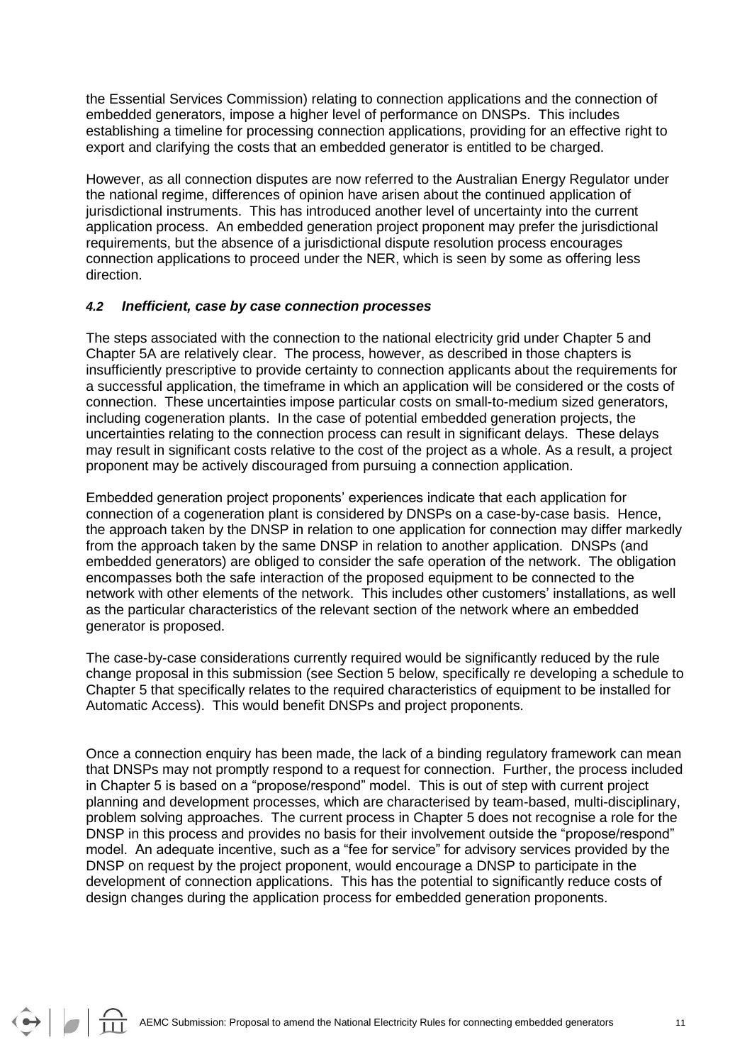the Essential Services Commission) relating to connection applications and the connection of embedded generators, impose a higher level of performance on DNSPs. This includes establishing a timeline for processing connection applications, providing for an effective right to export and clarifying the costs that an embedded generator is entitled to be charged.

However, as all connection disputes are now referred to the Australian Energy Regulator under the national regime, differences of opinion have arisen about the continued application of jurisdictional instruments. This has introduced another level of uncertainty into the current application process. An embedded generation project proponent may prefer the jurisdictional requirements, but the absence of a jurisdictional dispute resolution process encourages connection applications to proceed under the NER, which is seen by some as offering less direction.

### *4.2 Inefficient, case by case connection processes*

The steps associated with the connection to the national electricity grid under Chapter 5 and Chapter 5A are relatively clear. The process, however, as described in those chapters is insufficiently prescriptive to provide certainty to connection applicants about the requirements for a successful application, the timeframe in which an application will be considered or the costs of connection. These uncertainties impose particular costs on small-to-medium sized generators, including cogeneration plants. In the case of potential embedded generation projects, the uncertainties relating to the connection process can result in significant delays. These delays may result in significant costs relative to the cost of the project as a whole. As a result, a project proponent may be actively discouraged from pursuing a connection application.

Embedded generation project proponents' experiences indicate that each application for connection of a cogeneration plant is considered by DNSPs on a case-by-case basis. Hence, the approach taken by the DNSP in relation to one application for connection may differ markedly from the approach taken by the same DNSP in relation to another application. DNSPs (and embedded generators) are obliged to consider the safe operation of the network. The obligation encompasses both the safe interaction of the proposed equipment to be connected to the network with other elements of the network. This includes other customers' installations, as well as the particular characteristics of the relevant section of the network where an embedded generator is proposed.

The case-by-case considerations currently required would be significantly reduced by the rule change proposal in this submission (see Section 5 below, specifically re developing a schedule to Chapter 5 that specifically relates to the required characteristics of equipment to be installed for Automatic Access). This would benefit DNSPs and project proponents.

Once a connection enquiry has been made, the lack of a binding regulatory framework can mean that DNSPs may not promptly respond to a request for connection. Further, the process included in Chapter 5 is based on a "propose/respond" model. This is out of step with current project planning and development processes, which are characterised by team-based, multi-disciplinary, problem solving approaches. The current process in Chapter 5 does not recognise a role for the DNSP in this process and provides no basis for their involvement outside the "propose/respond" model. An adequate incentive, such as a "fee for service" for advisory services provided by the DNSP on request by the project proponent, would encourage a DNSP to participate in the development of connection applications. This has the potential to significantly reduce costs of design changes during the application process for embedded generation proponents.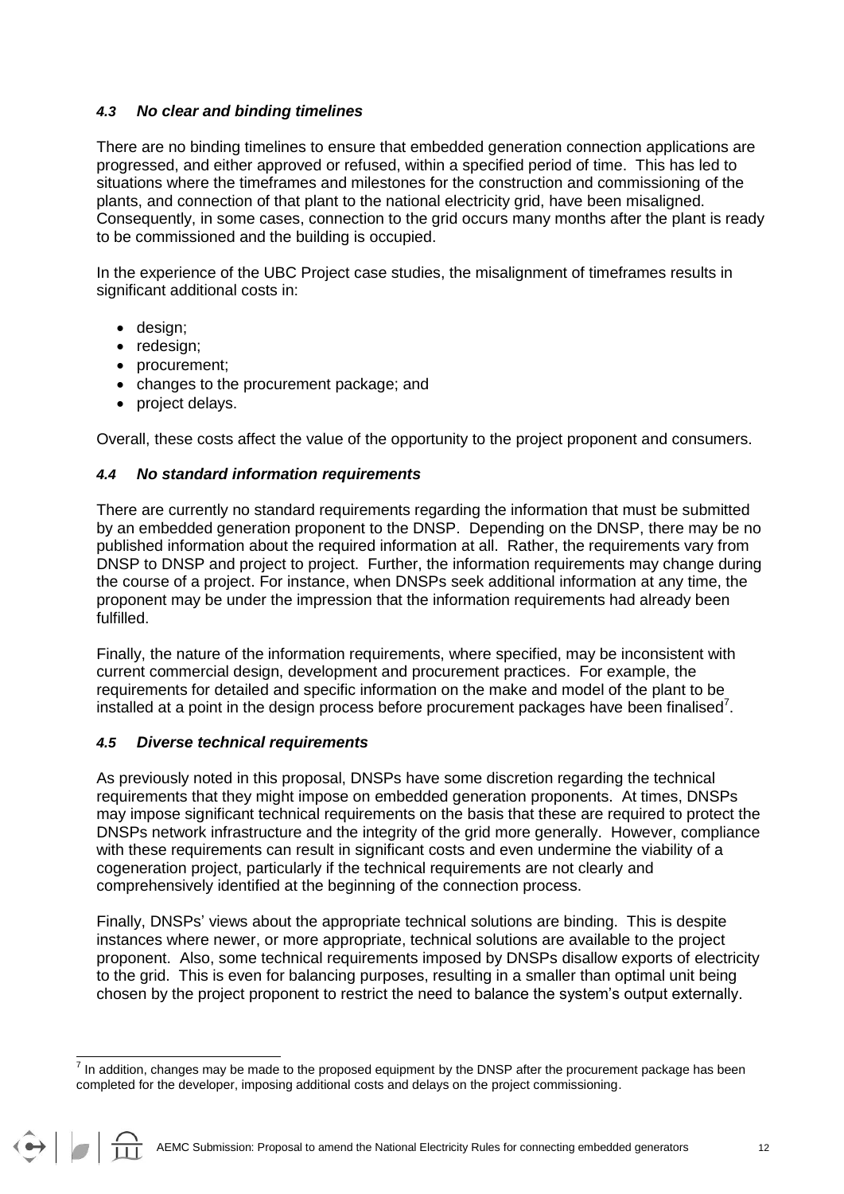### *4.3 No clear and binding timelines*

There are no binding timelines to ensure that embedded generation connection applications are progressed, and either approved or refused, within a specified period of time. This has led to situations where the timeframes and milestones for the construction and commissioning of the plants, and connection of that plant to the national electricity grid, have been misaligned. Consequently, in some cases, connection to the grid occurs many months after the plant is ready to be commissioned and the building is occupied.

In the experience of the UBC Project case studies, the misalignment of timeframes results in significant additional costs in:

- design;
- redesign;
- procurement;
- changes to the procurement package; and
- project delays.

Overall, these costs affect the value of the opportunity to the project proponent and consumers.

### *4.4 No standard information requirements*

There are currently no standard requirements regarding the information that must be submitted by an embedded generation proponent to the DNSP. Depending on the DNSP, there may be no published information about the required information at all. Rather, the requirements vary from DNSP to DNSP and project to project. Further, the information requirements may change during the course of a project. For instance, when DNSPs seek additional information at any time, the proponent may be under the impression that the information requirements had already been fulfilled.

Finally, the nature of the information requirements, where specified, may be inconsistent with current commercial design, development and procurement practices. For example, the requirements for detailed and specific information on the make and model of the plant to be installed at a point in the design process before procurement packages have been finalised[7].

### *4.5 Diverse technical requirements*

As previously noted in this proposal, DNSPs have some discretion regarding the technical requirements that they might impose on embedded generation proponents. At times, DNSPs may impose significant technical requirements on the basis that these are required to protect the DNSPs network infrastructure and the integrity of the grid more generally. However, compliance with these requirements can result in significant costs and even undermine the viability of a cogeneration project, particularly if the technical requirements are not clearly and comprehensively identified at the beginning of the connection process.

Finally, DNSPs' views about the appropriate technical solutions are binding. This is despite instances where newer, or more appropriate, technical solutions are available to the project proponent. Also, some technical requirements imposed by DNSPs disallow exports of electricity to the grid. This is even for balancing purposes, resulting in a smaller than optimal unit being chosen by the project proponent to restrict the need to balance the system's output externally.

---

[7] In addition, changes may be made to the proposed equipment by the DNSP after the procurement package has been completed for the developer, imposing additional costs and delays on the project commissioning.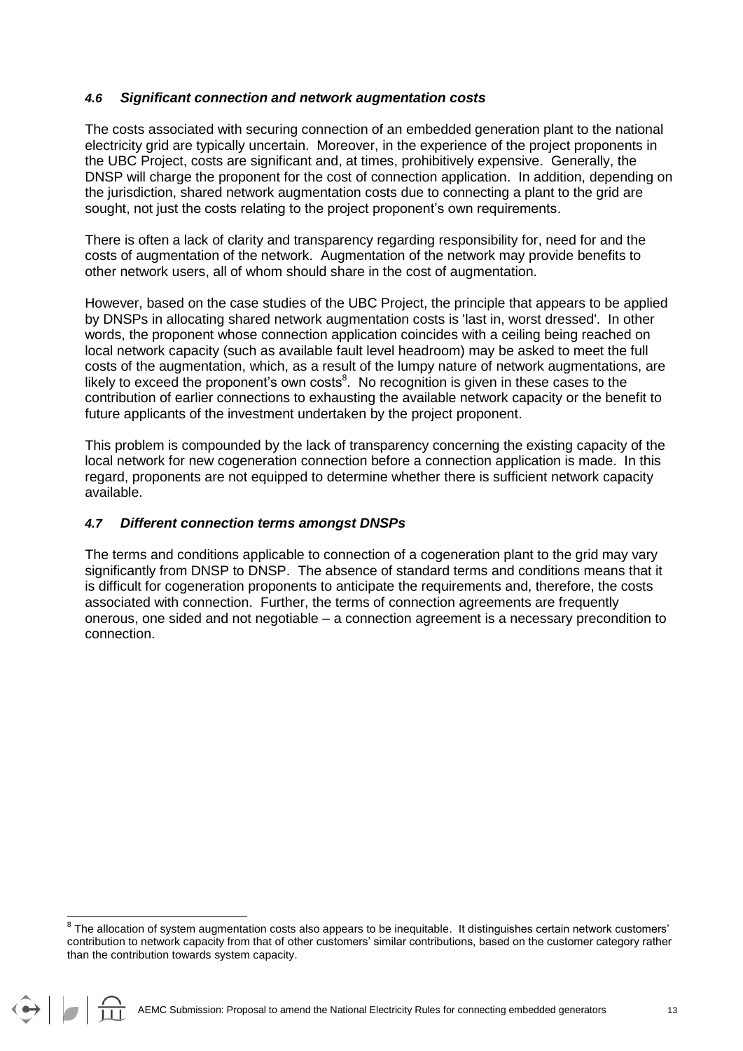### *4.6 Significant connection and network augmentation costs*

The costs associated with securing connection of an embedded generation plant to the national electricity grid are typically uncertain. Moreover, in the experience of the project proponents in the UBC Project, costs are significant and, at times, prohibitively expensive. Generally, the DNSP will charge the proponent for the cost of connection application. In addition, depending on the jurisdiction, shared network augmentation costs due to connecting a plant to the grid are sought, not just the costs relating to the project proponent's own requirements.

There is often a lack of clarity and transparency regarding responsibility for, need for and the costs of augmentation of the network. Augmentation of the network may provide benefits to other network users, all of whom should share in the cost of augmentation.

However, based on the case studies of the UBC Project, the principle that appears to be applied by DNSPs in allocating shared network augmentation costs is 'last in, worst dressed'. In other words, the proponent whose connection application coincides with a ceiling being reached on local network capacity (such as available fault level headroom) may be asked to meet the full costs of the augmentation, which, as a result of the lumpy nature of network augmentations, are likely to exceed the proponent's own costs[8]. No recognition is given in these cases to the contribution of earlier connections to exhausting the available network capacity or the benefit to future applicants of the investment undertaken by the project proponent.

This problem is compounded by the lack of transparency concerning the existing capacity of the local network for new cogeneration connection before a connection application is made. In this regard, proponents are not equipped to determine whether there is sufficient network capacity available.

### *4.7 Different connection terms amongst DNSPs*

The terms and conditions applicable to connection of a cogeneration plant to the grid may vary significantly from DNSP to DNSP. The absence of standard terms and conditions means that it is difficult for cogeneration proponents to anticipate the requirements and, therefore, the costs associated with connection. Further, the terms of connection agreements are frequently onerous, one sided and not negotiable – a connection agreement is a necessary precondition to connection.

---

[8] The allocation of system augmentation costs also appears to be inequitable. It distinguishes certain network customers' contribution to network capacity from that of other customers' similar contributions, based on the customer category rather than the contribution towards system capacity.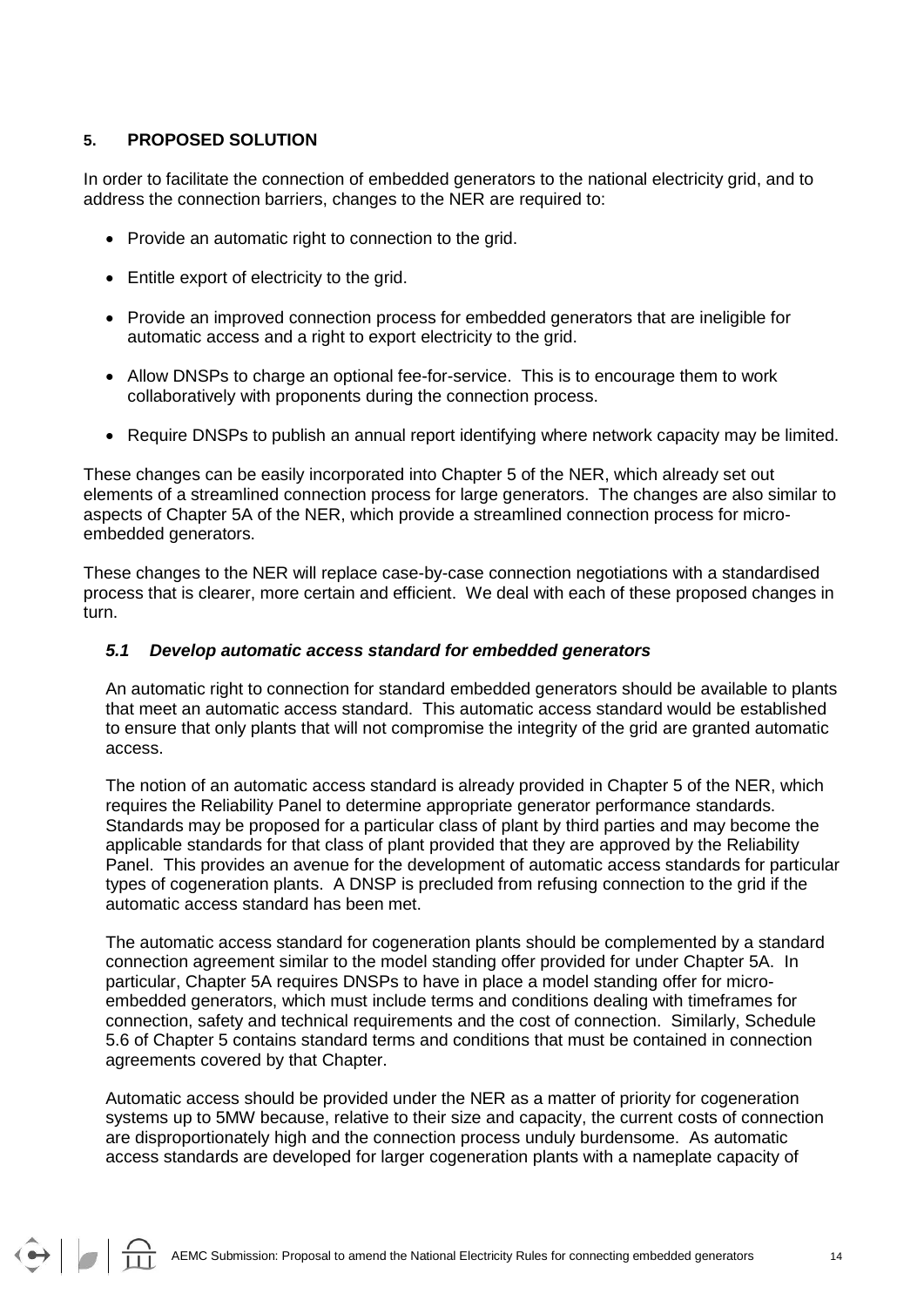## 5. PROPOSED SOLUTION

In order to facilitate the connection of embedded generators to the national electricity grid, and to address the connection barriers, changes to the NER are required to:

- Provide an automatic right to connection to the grid.
- Entitle export of electricity to the grid.
- Provide an improved connection process for embedded generators that are ineligible for automatic access and a right to export electricity to the grid.
- Allow DNSPs to charge an optional fee-for-service. This is to encourage them to work collaboratively with proponents during the connection process.
- Require DNSPs to publish an annual report identifying where network capacity may be limited.

These changes can be easily incorporated into Chapter 5 of the NER, which already set out elements of a streamlined connection process for large generators. The changes are also similar to aspects of Chapter 5A of the NER, which provide a streamlined connection process for micro-embedded generators.

These changes to the NER will replace case-by-case connection negotiations with a standardised process that is clearer, more certain and efficient. We deal with each of these proposed changes in turn.

### *5.1 Develop automatic access standard for embedded generators*

An automatic right to connection for standard embedded generators should be available to plants that meet an automatic access standard. This automatic access standard would be established to ensure that only plants that will not compromise the integrity of the grid are granted automatic access.

The notion of an automatic access standard is already provided in Chapter 5 of the NER, which requires the Reliability Panel to determine appropriate generator performance standards. Standards may be proposed for a particular class of plant by third parties and may become the applicable standards for that class of plant provided that they are approved by the Reliability Panel. This provides an avenue for the development of automatic access standards for particular types of cogeneration plants. A DNSP is precluded from refusing connection to the grid if the automatic access standard has been met.

The automatic access standard for cogeneration plants should be complemented by a standard connection agreement similar to the model standing offer provided for under Chapter 5A. In particular, Chapter 5A requires DNSPs to have in place a model standing offer for micro-embedded generators, which must include terms and conditions dealing with timeframes for connection, safety and technical requirements and the cost of connection. Similarly, Schedule 5.6 of Chapter 5 contains standard terms and conditions that must be contained in connection agreements covered by that Chapter.

Automatic access should be provided under the NER as a matter of priority for cogeneration systems up to 5MW because, relative to their size and capacity, the current costs of connection are disproportionately high and the connection process unduly burdensome. As automatic access standards are developed for larger cogeneration plants with a nameplate capacity of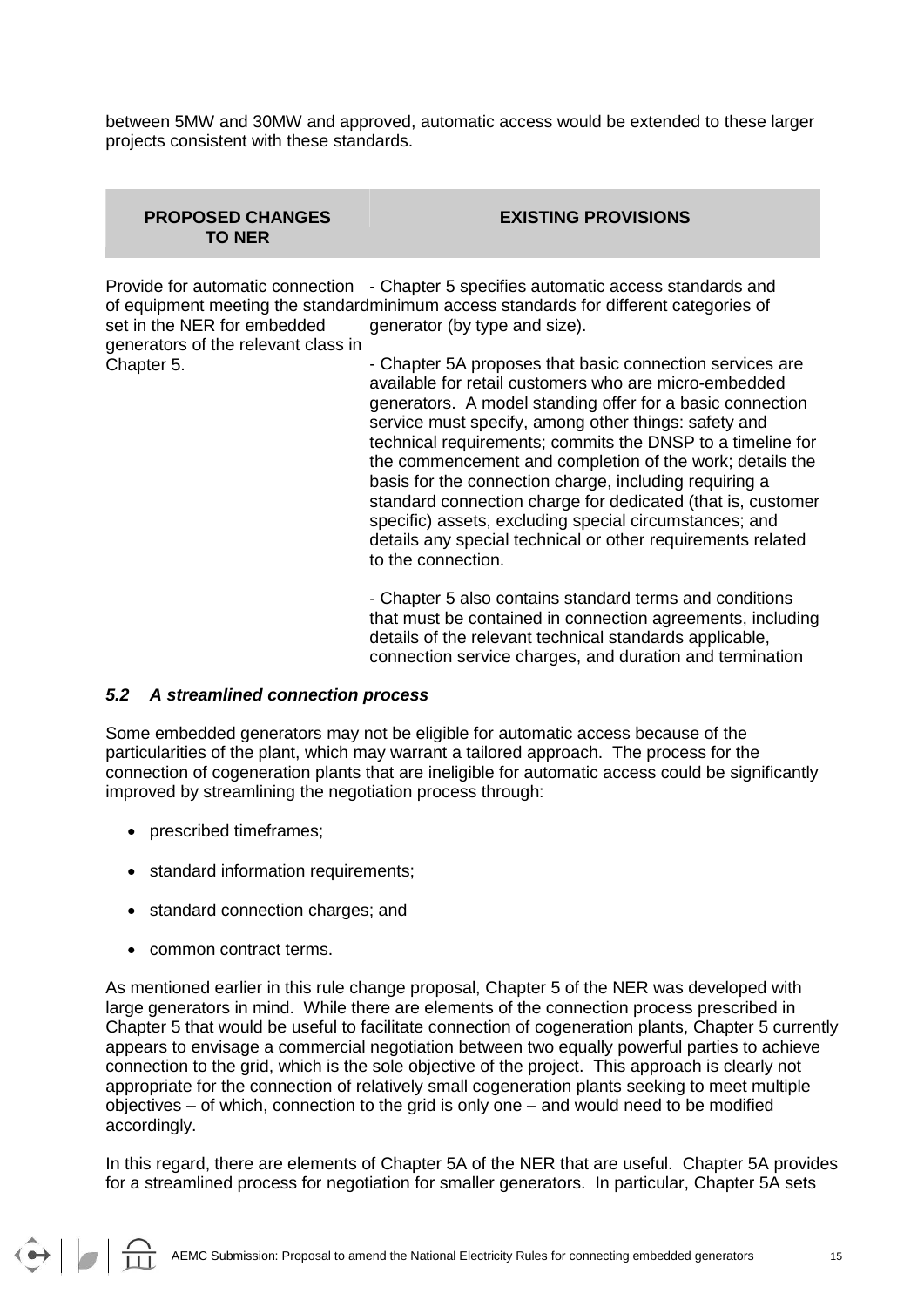between 5MW and 30MW and approved, automatic access would be extended to these larger projects consistent with these standards.

| PROPOSED CHANGES TO NER | EXISTING PROVISIONS |
|---|---|
| Provide for automatic connection of equipment meeting the standard set in the NER for embedded generators of the relevant class in Chapter 5. | - Chapter 5 specifies automatic access standards and minimum access standards for different categories of generator (by type and size).<br><br>- Chapter 5A proposes that basic connection services are available for retail customers who are micro-embedded generators. A model standing offer for a basic connection service must specify, among other things: safety and technical requirements; commits the DNSP to a timeline for the commencement and completion of the work; details the basis for the connection charge, including requiring a standard connection charge for dedicated (that is, customer specific) assets, excluding special circumstances; and details any special technical or other requirements related to the connection.<br><br>- Chapter 5 also contains standard terms and conditions that must be contained in connection agreements, including details of the relevant technical standards applicable, connection service charges, and duration and termination |

### *5.2 A streamlined connection process*

Some embedded generators may not be eligible for automatic access because of the particularities of the plant, which may warrant a tailored approach. The process for the connection of cogeneration plants that are ineligible for automatic access could be significantly improved by streamlining the negotiation process through:

- prescribed timeframes;
- standard information requirements;
- standard connection charges; and
- common contract terms.

As mentioned earlier in this rule change proposal, Chapter 5 of the NER was developed with large generators in mind. While there are elements of the connection process prescribed in Chapter 5 that would be useful to facilitate connection of cogeneration plants, Chapter 5 currently appears to envisage a commercial negotiation between two equally powerful parties to achieve connection to the grid, which is the sole objective of the project. This approach is clearly not appropriate for the connection of relatively small cogeneration plants seeking to meet multiple objectives – of which, connection to the grid is only one – and would need to be modified accordingly.

In this regard, there are elements of Chapter 5A of the NER that are useful. Chapter 5A provides for a streamlined process for negotiation for smaller generators. In particular, Chapter 5A sets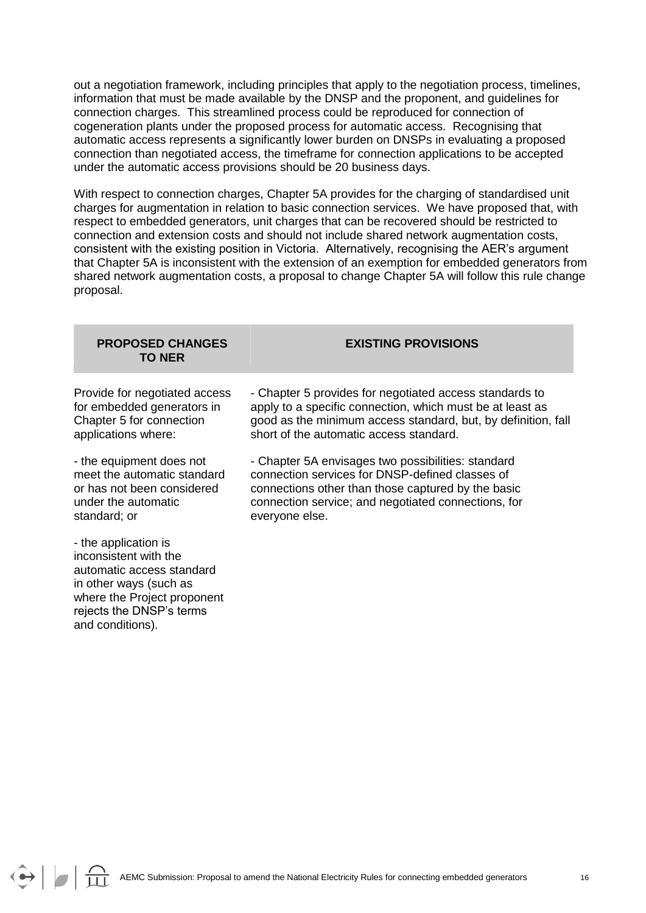out a negotiation framework, including principles that apply to the negotiation process, timelines, information that must be made available by the DNSP and the proponent, and guidelines for connection charges. This streamlined process could be reproduced for connection of cogeneration plants under the proposed process for automatic access. Recognising that automatic access represents a significantly lower burden on DNSPs in evaluating a proposed connection than negotiated access, the timeframe for connection applications to be accepted under the automatic access provisions should be 20 business days.

With respect to connection charges, Chapter 5A provides for the charging of standardised unit charges for augmentation in relation to basic connection services. We have proposed that, with respect to embedded generators, unit charges that can be recovered should be restricted to connection and extension costs and should not include shared network augmentation costs, consistent with the existing position in Victoria. Alternatively, recognising the AER's argument that Chapter 5A is inconsistent with the extension of an exemption for embedded generators from shared network augmentation costs, a proposal to change Chapter 5A will follow this rule change proposal.

| PROPOSED CHANGES TO NER | EXISTING PROVISIONS |
|---|---|
| Provide for negotiated access for embedded generators in Chapter 5 for connection applications where:<br><br>- the equipment does not meet the automatic standard or has not been considered under the automatic standard; or<br><br>- the application is inconsistent with the automatic access standard in other ways (such as where the Project proponent rejects the DNSP's terms and conditions). | - Chapter 5 provides for negotiated access standards to apply to a specific connection, which must be at least as good as the minimum access standard, but, by definition, fall short of the automatic access standard.<br><br>- Chapter 5A envisages two possibilities: standard connection services for DNSP-defined classes of connections other than those captured by the basic connection service; and negotiated connections, for everyone else. |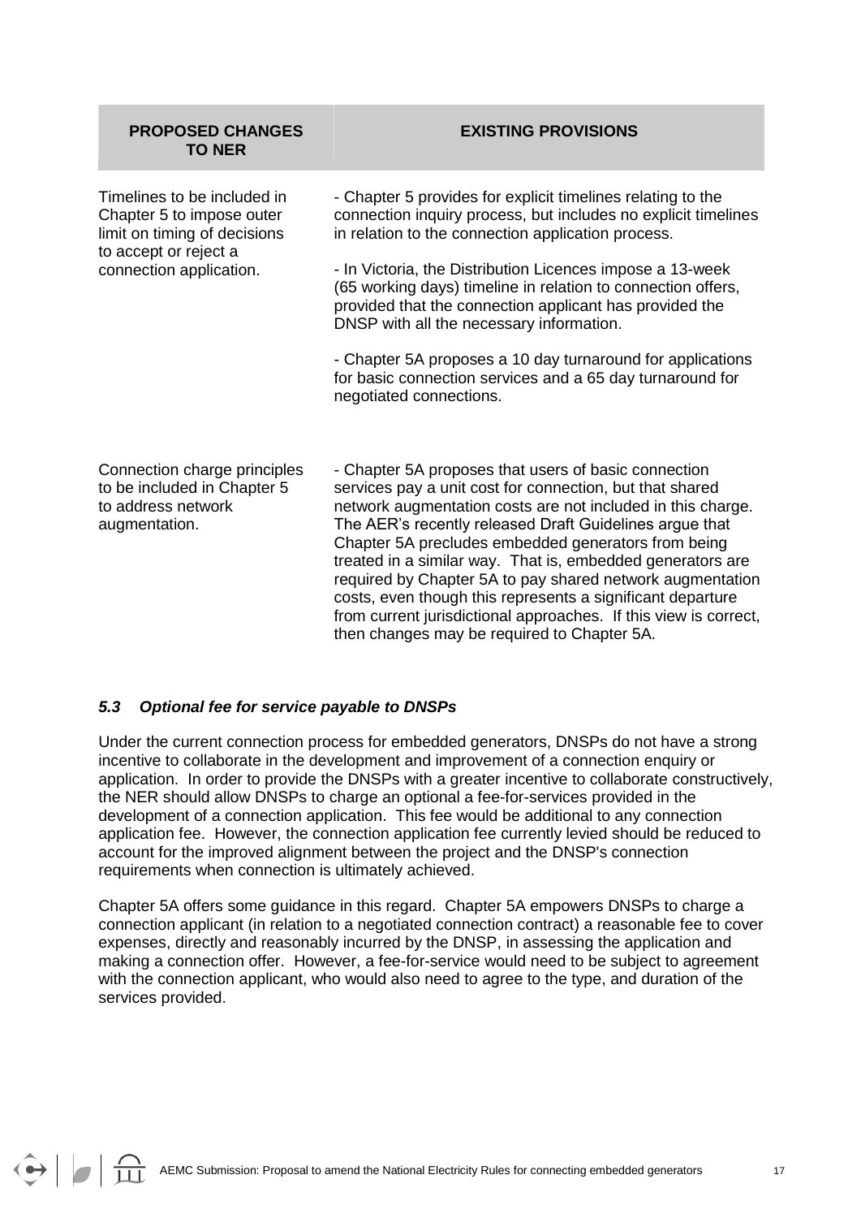| PROPOSED CHANGES TO NER | EXISTING PROVISIONS |
|---|---|
| Timelines to be included in Chapter 5 to impose outer limit on timing of decisions to accept or reject a connection application. | - Chapter 5 provides for explicit timelines relating to the connection inquiry process, but includes no explicit timelines in relation to the connection application process.<br><br>- In Victoria, the Distribution Licences impose a 13-week (65 working days) timeline in relation to connection offers, provided that the connection applicant has provided the DNSP with all the necessary information.<br><br>- Chapter 5A proposes a 10 day turnaround for applications for basic connection services and a 65 day turnaround for negotiated connections. |
| Connection charge principles to be included in Chapter 5 to address network augmentation. | - Chapter 5A proposes that users of basic connection services pay a unit cost for connection, but that shared network augmentation costs are not included in this charge. The AER's recently released Draft Guidelines argue that Chapter 5A precludes embedded generators from being treated in a similar way. That is, embedded generators are required by Chapter 5A to pay shared network augmentation costs, even though this represents a significant departure from current jurisdictional approaches. If this view is correct, then changes may be required to Chapter 5A. |

### *5.3 Optional fee for service payable to DNSPs*

Under the current connection process for embedded generators, DNSPs do not have a strong incentive to collaborate in the development and improvement of a connection enquiry or application. In order to provide the DNSPs with a greater incentive to collaborate constructively, the NER should allow DNSPs to charge an optional a fee-for-services provided in the development of a connection application. This fee would be additional to any connection application fee. However, the connection application fee currently levied should be reduced to account for the improved alignment between the project and the DNSP's connection requirements when connection is ultimately achieved.

Chapter 5A offers some guidance in this regard. Chapter 5A empowers DNSPs to charge a connection applicant (in relation to a negotiated connection contract) a reasonable fee to cover expenses, directly and reasonably incurred by the DNSP, in assessing the application and making a connection offer. However, a fee-for-service would need to be subject to agreement with the connection applicant, who would also need to agree to the type, and duration of the services provided.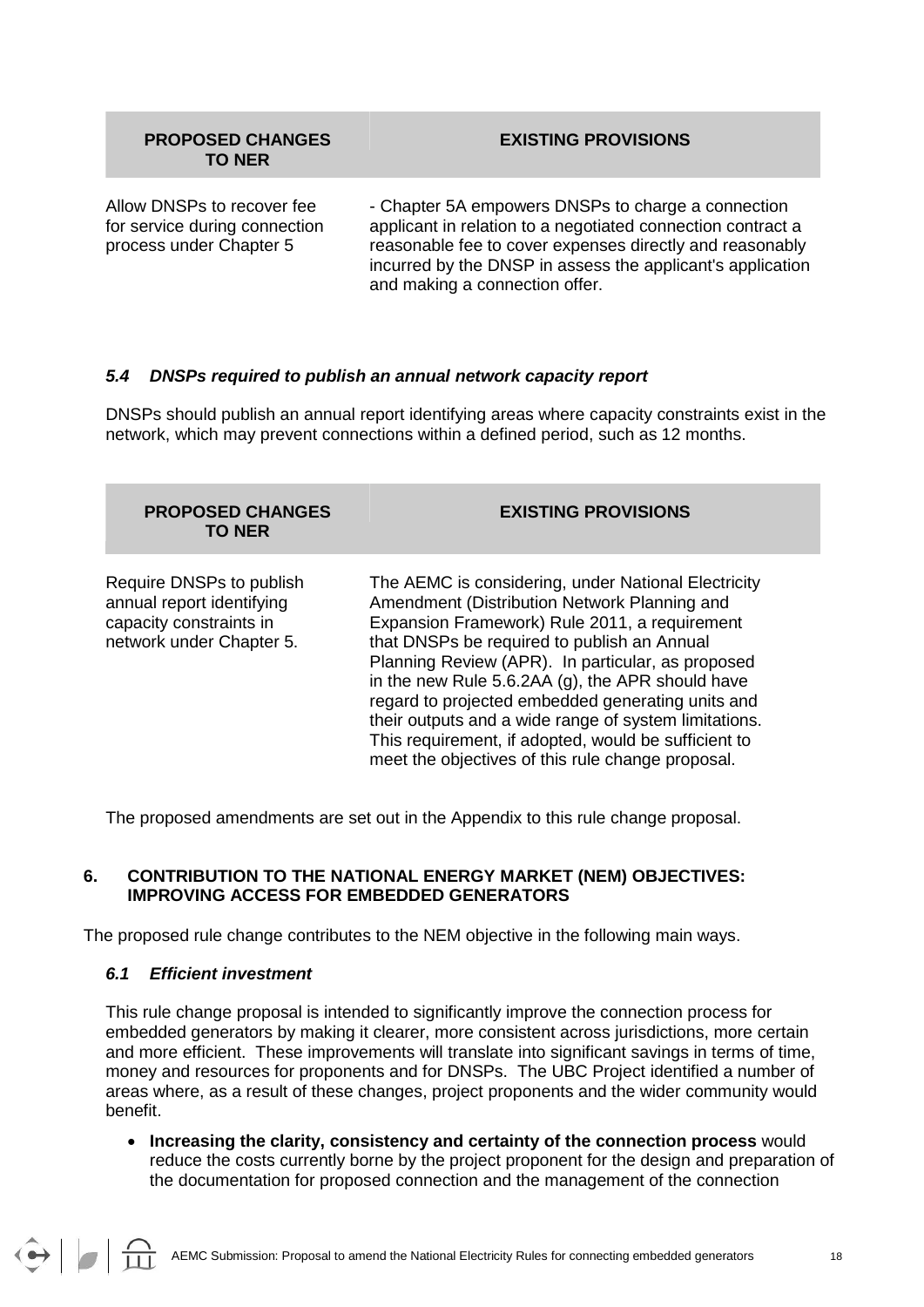| PROPOSED CHANGES TO NER | EXISTING PROVISIONS |
|---|---|
| Allow DNSPs to recover fee for service during connection process under Chapter 5 | - Chapter 5A empowers DNSPs to charge a connection applicant in relation to a negotiated connection contract a reasonable fee to cover expenses directly and reasonably incurred by the DNSP in assess the applicant's application and making a connection offer. |

### *5.4 DNSPs required to publish an annual network capacity report*

DNSPs should publish an annual report identifying areas where capacity constraints exist in the network, which may prevent connections within a defined period, such as 12 months.

| PROPOSED CHANGES TO NER | EXISTING PROVISIONS |
|---|---|
| Require DNSPs to publish annual report identifying capacity constraints in network under Chapter 5. | The AEMC is considering, under National Electricity Amendment (Distribution Network Planning and Expansion Framework) Rule 2011, a requirement that DNSPs be required to publish an Annual Planning Review (APR). In particular, as proposed in the new Rule 5.6.2AA (g), the APR should have regard to projected embedded generating units and their outputs and a wide range of system limitations. This requirement, if adopted, would be sufficient to meet the objectives of this rule change proposal. |

The proposed amendments are set out in the Appendix to this rule change proposal.

## 6. CONTRIBUTION TO THE NATIONAL ENERGY MARKET (NEM) OBJECTIVES: IMPROVING ACCESS FOR EMBEDDED GENERATORS

The proposed rule change contributes to the NEM objective in the following main ways.

### *6.1 Efficient investment*

This rule change proposal is intended to significantly improve the connection process for embedded generators by making it clearer, more consistent across jurisdictions, more certain and more efficient. These improvements will translate into significant savings in terms of time, money and resources for proponents and for DNSPs. The UBC Project identified a number of areas where, as a result of these changes, project proponents and the wider community would benefit.

- **Increasing the clarity, consistency and certainty of the connection process** would reduce the costs currently borne by the project proponent for the design and preparation of the documentation for proposed connection and the management of the connection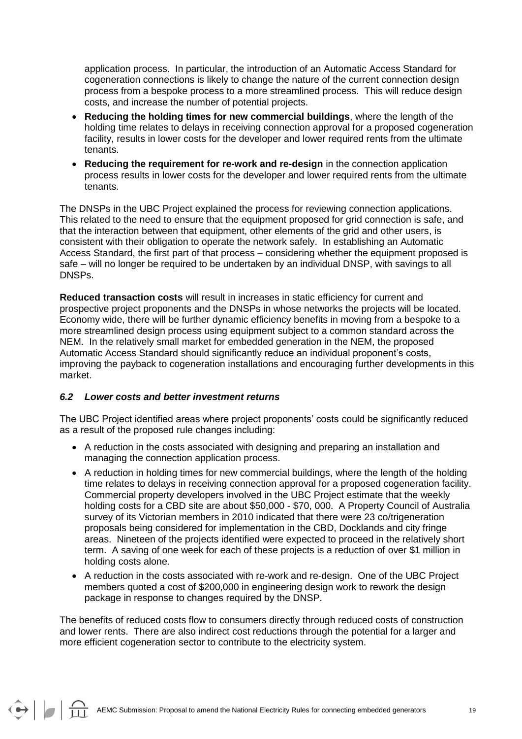application process. In particular, the introduction of an Automatic Access Standard for cogeneration connections is likely to change the nature of the current connection design process from a bespoke process to a more streamlined process. This will reduce design costs, and increase the number of potential projects.

- **Reducing the holding times for new commercial buildings**, where the length of the holding time relates to delays in receiving connection approval for a proposed cogeneration facility, results in lower costs for the developer and lower required rents from the ultimate tenants.
- **Reducing the requirement for re-work and re-design** in the connection application process results in lower costs for the developer and lower required rents from the ultimate tenants.

The DNSPs in the UBC Project explained the process for reviewing connection applications. This related to the need to ensure that the equipment proposed for grid connection is safe, and that the interaction between that equipment, other elements of the grid and other users, is consistent with their obligation to operate the network safely. In establishing an Automatic Access Standard, the first part of that process – considering whether the equipment proposed is safe – will no longer be required to be undertaken by an individual DNSP, with savings to all DNSPs.

**Reduced transaction costs** will result in increases in static efficiency for current and prospective project proponents and the DNSPs in whose networks the projects will be located. Economy wide, there will be further dynamic efficiency benefits in moving from a bespoke to a more streamlined design process using equipment subject to a common standard across the NEM. In the relatively small market for embedded generation in the NEM, the proposed Automatic Access Standard should significantly reduce an individual proponent's costs, improving the payback to cogeneration installations and encouraging further developments in this market.

### *6.2 Lower costs and better investment returns*

The UBC Project identified areas where project proponents' costs could be significantly reduced as a result of the proposed rule changes including:

- A reduction in the costs associated with designing and preparing an installation and managing the connection application process.
- A reduction in holding times for new commercial buildings, where the length of the holding time relates to delays in receiving connection approval for a proposed cogeneration facility. Commercial property developers involved in the UBC Project estimate that the weekly holding costs for a CBD site are about \$50,000 - \$70, 000. A Property Council of Australia survey of its Victorian members in 2010 indicated that there were 23 co/trigeneration proposals being considered for implementation in the CBD, Docklands and city fringe areas. Nineteen of the projects identified were expected to proceed in the relatively short term. A saving of one week for each of these projects is a reduction of over \$1 million in holding costs alone.
- A reduction in the costs associated with re-work and re-design. One of the UBC Project members quoted a cost of \$200,000 in engineering design work to rework the design package in response to changes required by the DNSP.

The benefits of reduced costs flow to consumers directly through reduced costs of construction and lower rents. There are also indirect cost reductions through the potential for a larger and more efficient cogeneration sector to contribute to the electricity system.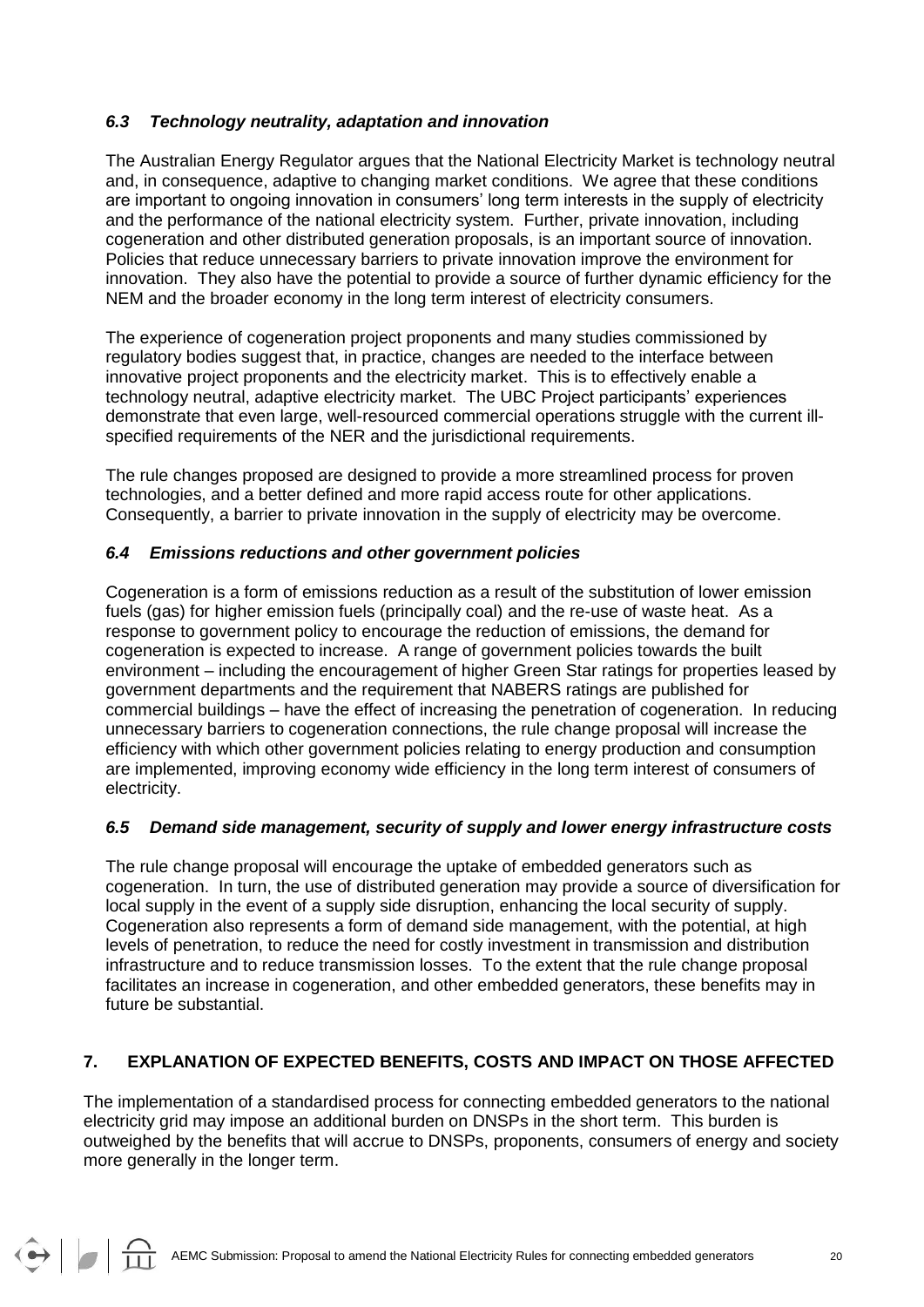### *6.3 Technology neutrality, adaptation and innovation*

The Australian Energy Regulator argues that the National Electricity Market is technology neutral and, in consequence, adaptive to changing market conditions. We agree that these conditions are important to ongoing innovation in consumers' long term interests in the supply of electricity and the performance of the national electricity system. Further, private innovation, including cogeneration and other distributed generation proposals, is an important source of innovation. Policies that reduce unnecessary barriers to private innovation improve the environment for innovation. They also have the potential to provide a source of further dynamic efficiency for the NEM and the broader economy in the long term interest of electricity consumers.

The experience of cogeneration project proponents and many studies commissioned by regulatory bodies suggest that, in practice, changes are needed to the interface between innovative project proponents and the electricity market. This is to effectively enable a technology neutral, adaptive electricity market. The UBC Project participants' experiences demonstrate that even large, well-resourced commercial operations struggle with the current ill-specified requirements of the NER and the jurisdictional requirements.

The rule changes proposed are designed to provide a more streamlined process for proven technologies, and a better defined and more rapid access route for other applications. Consequently, a barrier to private innovation in the supply of electricity may be overcome.

### *6.4 Emissions reductions and other government policies*

Cogeneration is a form of emissions reduction as a result of the substitution of lower emission fuels (gas) for higher emission fuels (principally coal) and the re-use of waste heat. As a response to government policy to encourage the reduction of emissions, the demand for cogeneration is expected to increase. A range of government policies towards the built environment – including the encouragement of higher Green Star ratings for properties leased by government departments and the requirement that NABERS ratings are published for commercial buildings – have the effect of increasing the penetration of cogeneration. In reducing unnecessary barriers to cogeneration connections, the rule change proposal will increase the efficiency with which other government policies relating to energy production and consumption are implemented, improving economy wide efficiency in the long term interest of consumers of electricity.

### *6.5 Demand side management, security of supply and lower energy infrastructure costs*

The rule change proposal will encourage the uptake of embedded generators such as cogeneration. In turn, the use of distributed generation may provide a source of diversification for local supply in the event of a supply side disruption, enhancing the local security of supply. Cogeneration also represents a form of demand side management, with the potential, at high levels of penetration, to reduce the need for costly investment in transmission and distribution infrastructure and to reduce transmission losses. To the extent that the rule change proposal facilitates an increase in cogeneration, and other embedded generators, these benefits may in future be substantial.

## 7. EXPLANATION OF EXPECTED BENEFITS, COSTS AND IMPACT ON THOSE AFFECTED

The implementation of a standardised process for connecting embedded generators to the national electricity grid may impose an additional burden on DNSPs in the short term. This burden is outweighed by the benefits that will accrue to DNSPs, proponents, consumers of energy and society more generally in the longer term.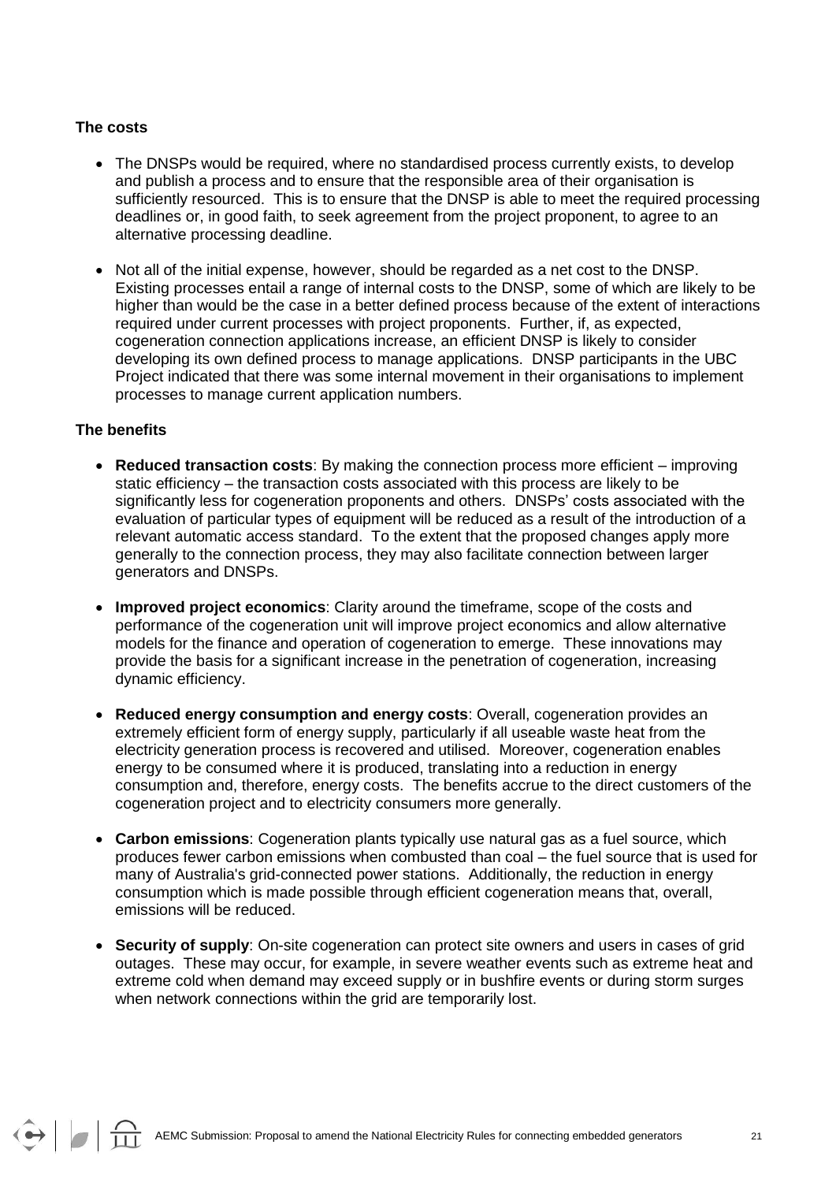### The costs

- The DNSPs would be required, where no standardised process currently exists, to develop and publish a process and to ensure that the responsible area of their organisation is sufficiently resourced. This is to ensure that the DNSP is able to meet the required processing deadlines or, in good faith, to seek agreement from the project proponent, to agree to an alternative processing deadline.

- Not all of the initial expense, however, should be regarded as a net cost to the DNSP. Existing processes entail a range of internal costs to the DNSP, some of which are likely to be higher than would be the case in a better defined process because of the extent of interactions required under current processes with project proponents. Further, if, as expected, cogeneration connection applications increase, an efficient DNSP is likely to consider developing its own defined process to manage applications. DNSP participants in the UBC Project indicated that there was some internal movement in their organisations to implement processes to manage current application numbers.

### The benefits

- **Reduced transaction costs**: By making the connection process more efficient – improving static efficiency – the transaction costs associated with this process are likely to be significantly less for cogeneration proponents and others. DNSPs' costs associated with the evaluation of particular types of equipment will be reduced as a result of the introduction of a relevant automatic access standard. To the extent that the proposed changes apply more generally to the connection process, they may also facilitate connection between larger generators and DNSPs.

- **Improved project economics**: Clarity around the timeframe, scope of the costs and performance of the cogeneration unit will improve project economics and allow alternative models for the finance and operation of cogeneration to emerge. These innovations may provide the basis for a significant increase in the penetration of cogeneration, increasing dynamic efficiency.

- **Reduced energy consumption and energy costs**: Overall, cogeneration provides an extremely efficient form of energy supply, particularly if all useable waste heat from the electricity generation process is recovered and utilised. Moreover, cogeneration enables energy to be consumed where it is produced, translating into a reduction in energy consumption and, therefore, energy costs. The benefits accrue to the direct customers of the cogeneration project and to electricity consumers more generally.

- **Carbon emissions**: Cogeneration plants typically use natural gas as a fuel source, which produces fewer carbon emissions when combusted than coal – the fuel source that is used for many of Australia's grid-connected power stations. Additionally, the reduction in energy consumption which is made possible through efficient cogeneration means that, overall, emissions will be reduced.

- **Security of supply**: On-site cogeneration can protect site owners and users in cases of grid outages. These may occur, for example, in severe weather events such as extreme heat and extreme cold when demand may exceed supply or in bushfire events or during storm surges when network connections within the grid are temporarily lost.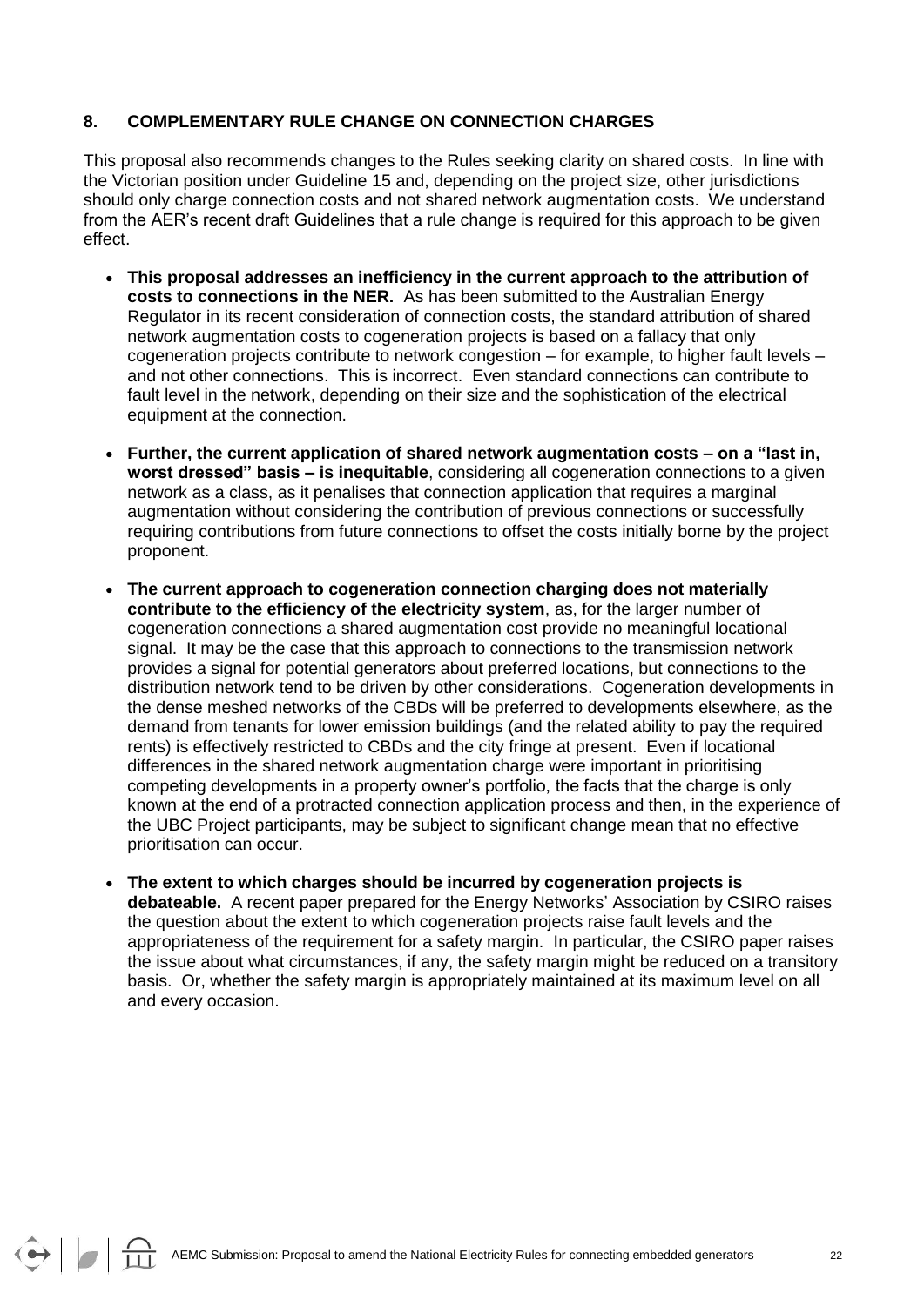## 8. COMPLEMENTARY RULE CHANGE ON CONNECTION CHARGES

This proposal also recommends changes to the Rules seeking clarity on shared costs. In line with the Victorian position under Guideline 15 and, depending on the project size, other jurisdictions should only charge connection costs and not shared network augmentation costs. We understand from the AER's recent draft Guidelines that a rule change is required for this approach to be given effect.

- **This proposal addresses an inefficiency in the current approach to the attribution of costs to connections in the NER.** As has been submitted to the Australian Energy Regulator in its recent consideration of connection costs, the standard attribution of shared network augmentation costs to cogeneration projects is based on a fallacy that only cogeneration projects contribute to network congestion – for example, to higher fault levels – and not other connections. This is incorrect. Even standard connections can contribute to fault level in the network, depending on their size and the sophistication of the electrical equipment at the connection.
- **Further, the current application of shared network augmentation costs – on a "last in, worst dressed" basis – is inequitable**, considering all cogeneration connections to a given network as a class, as it penalises that connection application that requires a marginal augmentation without considering the contribution of previous connections or successfully requiring contributions from future connections to offset the costs initially borne by the project proponent.
- **The current approach to cogeneration connection charging does not materially contribute to the efficiency of the electricity system**, as, for the larger number of cogeneration connections a shared augmentation cost provide no meaningful locational signal. It may be the case that this approach to connections to the transmission network provides a signal for potential generators about preferred locations, but connections to the distribution network tend to be driven by other considerations. Cogeneration developments in the dense meshed networks of the CBDs will be preferred to developments elsewhere, as the demand from tenants for lower emission buildings (and the related ability to pay the required rents) is effectively restricted to CBDs and the city fringe at present. Even if locational differences in the shared network augmentation charge were important in prioritising competing developments in a property owner's portfolio, the facts that the charge is only known at the end of a protracted connection application process and then, in the experience of the UBC Project participants, may be subject to significant change mean that no effective prioritisation can occur.
- **The extent to which charges should be incurred by cogeneration projects is debateable.** A recent paper prepared for the Energy Networks' Association by CSIRO raises the question about the extent to which cogeneration projects raise fault levels and the appropriateness of the requirement for a safety margin. In particular, the CSIRO paper raises the issue about what circumstances, if any, the safety margin might be reduced on a transitory basis. Or, whether the safety margin is appropriately maintained at its maximum level on all and every occasion.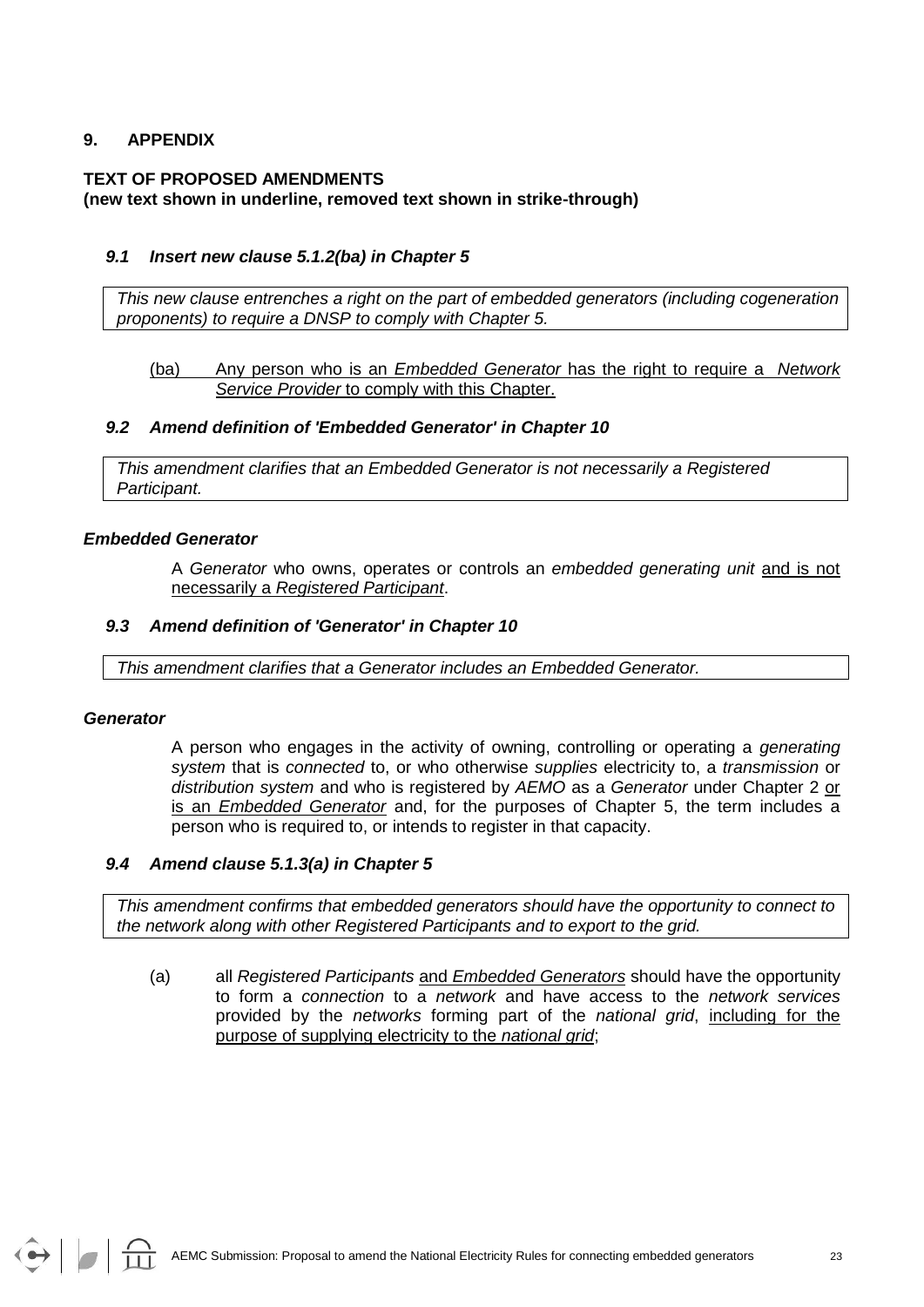## 9. APPENDIX

**TEXT OF PROPOSED AMENDMENTS**
**(new text shown in underline, removed text shown in strike-through)**

### *9.1 Insert new clause 5.1.2(ba) in Chapter 5*

*This new clause entrenches a right on the part of embedded generators (including cogeneration proponents) to require a DNSP to comply with Chapter 5.*

<u>(ba) Any person who is an *Embedded Generator* has the right to require a *Network Service Provider* to comply with this Chapter.</u>

### *9.2 Amend definition of 'Embedded Generator' in Chapter 10*

*This amendment clarifies that an Embedded Generator is not necessarily a Registered Participant.*

***Embedded Generator***

A *Generator* who owns, operates or controls an *embedded generating unit* <u>and is not necessarily a *Registered Participant*</u>.

### *9.3 Amend definition of 'Generator' in Chapter 10*

*This amendment clarifies that a Generator includes an Embedded Generator.*

***Generator***

A person who engages in the activity of owning, controlling or operating a *generating system* that is *connected* to, or who otherwise *supplies* electricity to, a *transmission* or *distribution system* and who is registered by *AEMO* as a *Generator* under Chapter 2 <u>or is an *Embedded Generator*</u> and, for the purposes of Chapter 5, the term includes a person who is required to, or intends to register in that capacity.

### *9.4 Amend clause 5.1.3(a) in Chapter 5*

*This amendment confirms that embedded generators should have the opportunity to connect to the network along with other Registered Participants and to export to the grid.*

(a) all *Registered Participants* <u>and *Embedded Generators*</u> should have the opportunity to form a *connection* to a *network* and have access to the *network services* provided by the *networks* forming part of the *national grid*, <u>including for the purpose of supplying electricity to the *national grid*</u>;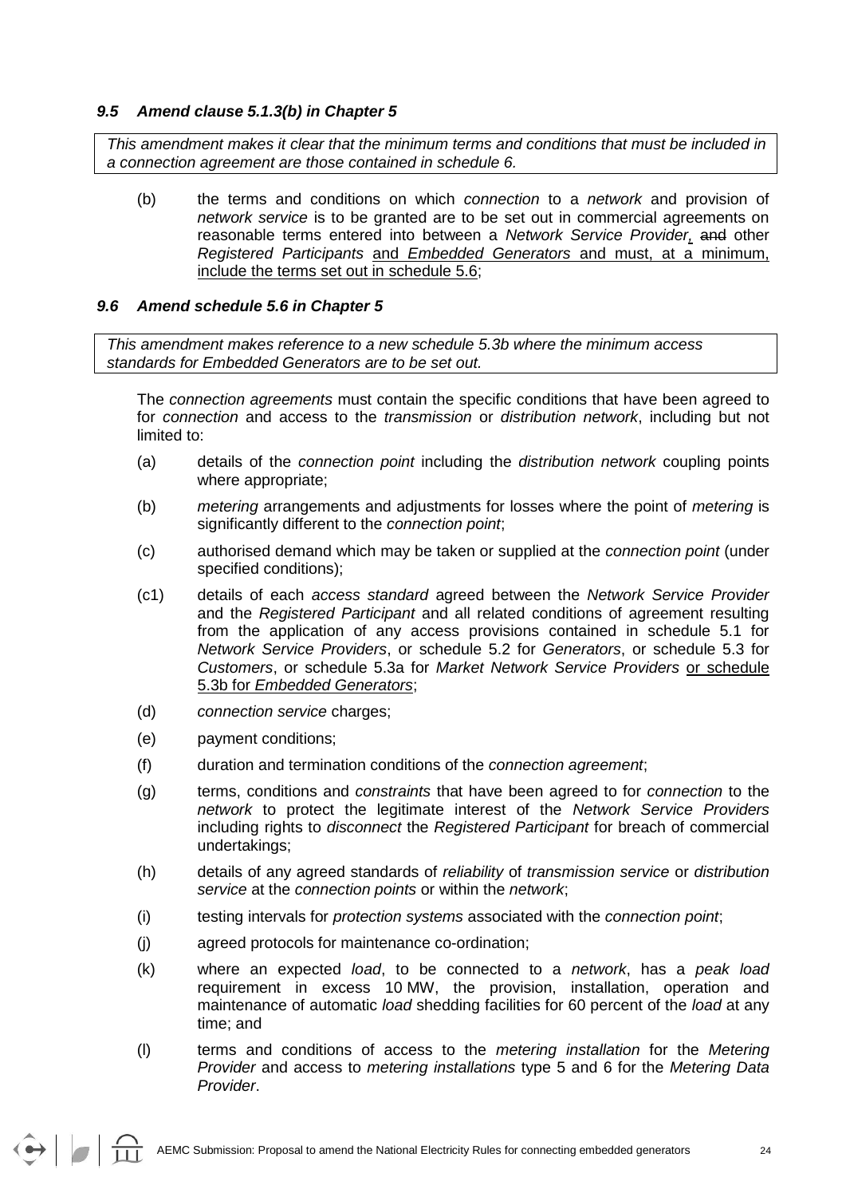### *9.5 Amend clause 5.1.3(b) in Chapter 5*

*This amendment makes it clear that the minimum terms and conditions that must be included in a connection agreement are those contained in schedule 6.*

(b) the terms and conditions on which *connection* to a *network* and provision of *network service* is to be granted are to be set out in commercial agreements on reasonable terms entered into between a *Network Service Provider*, ~~and~~ other *Registered Participants* <u>and *Embedded Generators* and must, at a minimum, include the terms set out in schedule 5.6</u>;

### *9.6 Amend schedule 5.6 in Chapter 5*

*This amendment makes reference to a new schedule 5.3b where the minimum access standards for Embedded Generators are to be set out.*

The *connection agreements* must contain the specific conditions that have been agreed to for *connection* and access to the *transmission* or *distribution network*, including but not limited to:

(a) details of the *connection point* including the *distribution network* coupling points where appropriate;

(b) *metering* arrangements and adjustments for losses where the point of *metering* is significantly different to the *connection point*;

(c) authorised demand which may be taken or supplied at the *connection point* (under specified conditions);

(c1) details of each *access standard* agreed between the *Network Service Provider* and the *Registered Participant* and all related conditions of agreement resulting from the application of any access provisions contained in schedule 5.1 for *Network Service Providers*, or schedule 5.2 for *Generators*, or schedule 5.3 for *Customers*, or schedule 5.3a for *Market Network Service Providers* <u>or schedule 5.3b for *Embedded Generators*</u>;

(d) *connection service* charges;

(e) payment conditions;

(f) duration and termination conditions of the *connection agreement*;

(g) terms, conditions and *constraints* that have been agreed to for *connection* to the *network* to protect the legitimate interest of the *Network Service Providers* including rights to *disconnect* the *Registered Participant* for breach of commercial undertakings;

(h) details of any agreed standards of *reliability* of *transmission service* or *distribution service* at the *connection points* or within the *network*;

(i) testing intervals for *protection systems* associated with the *connection point*;

(j) agreed protocols for maintenance co-ordination;

(k) where an expected *load*, to be connected to a *network*, has a *peak load* requirement in excess 10 MW, the provision, installation, operation and maintenance of automatic *load* shedding facilities for 60 percent of the *load* at any time; and

(l) terms and conditions of access to the *metering installation* for the *Metering Provider* and access to *metering installations* type 5 and 6 for the *Metering Data Provider*.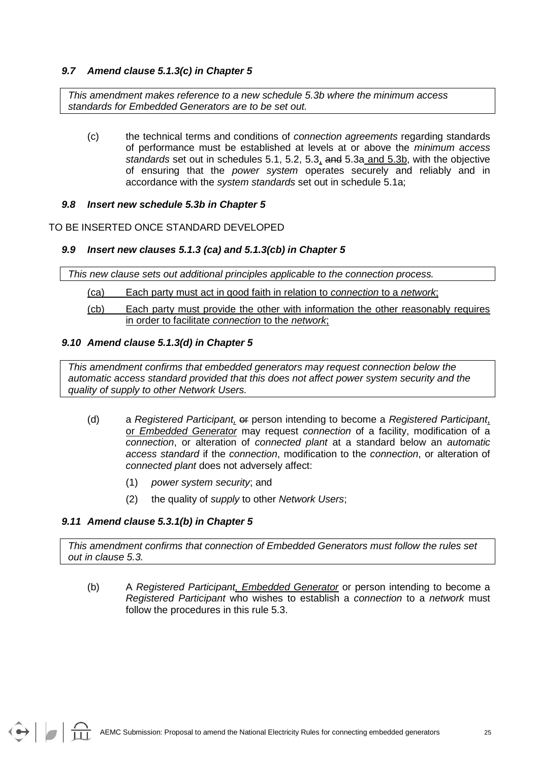### *9.7 Amend clause 5.1.3(c) in Chapter 5*

*This amendment makes reference to a new schedule 5.3b where the minimum access standards for Embedded Generators are to be set out.*

(c) the technical terms and conditions of *connection agreements* regarding standards of performance must be established at levels at or above the *minimum access standards* set out in schedules 5.1, 5.2, 5.3, ~~and~~ 5.3a and 5.3b, with the objective of ensuring that the *power system* operates securely and reliably and in accordance with the *system standards* set out in schedule 5.1a;

### *9.8 Insert new schedule 5.3b in Chapter 5*

TO BE INSERTED ONCE STANDARD DEVELOPED

### *9.9 Insert new clauses 5.1.3 (ca) and 5.1.3(cb) in Chapter 5*

*This new clause sets out additional principles applicable to the connection process.*

(ca) Each party must act in good faith in relation to *connection* to a *network*;

(cb) Each party must provide the other with information the other reasonably requires in order to facilitate *connection* to the *network*;

### *9.10 Amend clause 5.1.3(d) in Chapter 5*

*This amendment confirms that embedded generators may request connection below the automatic access standard provided that this does not affect power system security and the quality of supply to other Network Users.*

(d) a *Registered Participant*, ~~or~~ person intending to become a *Registered Participant*, or *Embedded Generator* may request *connection* of a facility, modification of a *connection*, or alteration of *connected plant* at a standard below an *automatic access standard* if the *connection*, modification to the *connection*, or alteration of *connected plant* does not adversely affect:

(1) *power system security*; and

(2) the quality of *supply* to other *Network Users*;

### *9.11 Amend clause 5.3.1(b) in Chapter 5*

*This amendment confirms that connection of Embedded Generators must follow the rules set out in clause 5.3.*

(b) A *Registered Participant, Embedded Generator* or person intending to become a *Registered Participant* who wishes to establish a *connection* to a *network* must follow the procedures in this rule 5.3.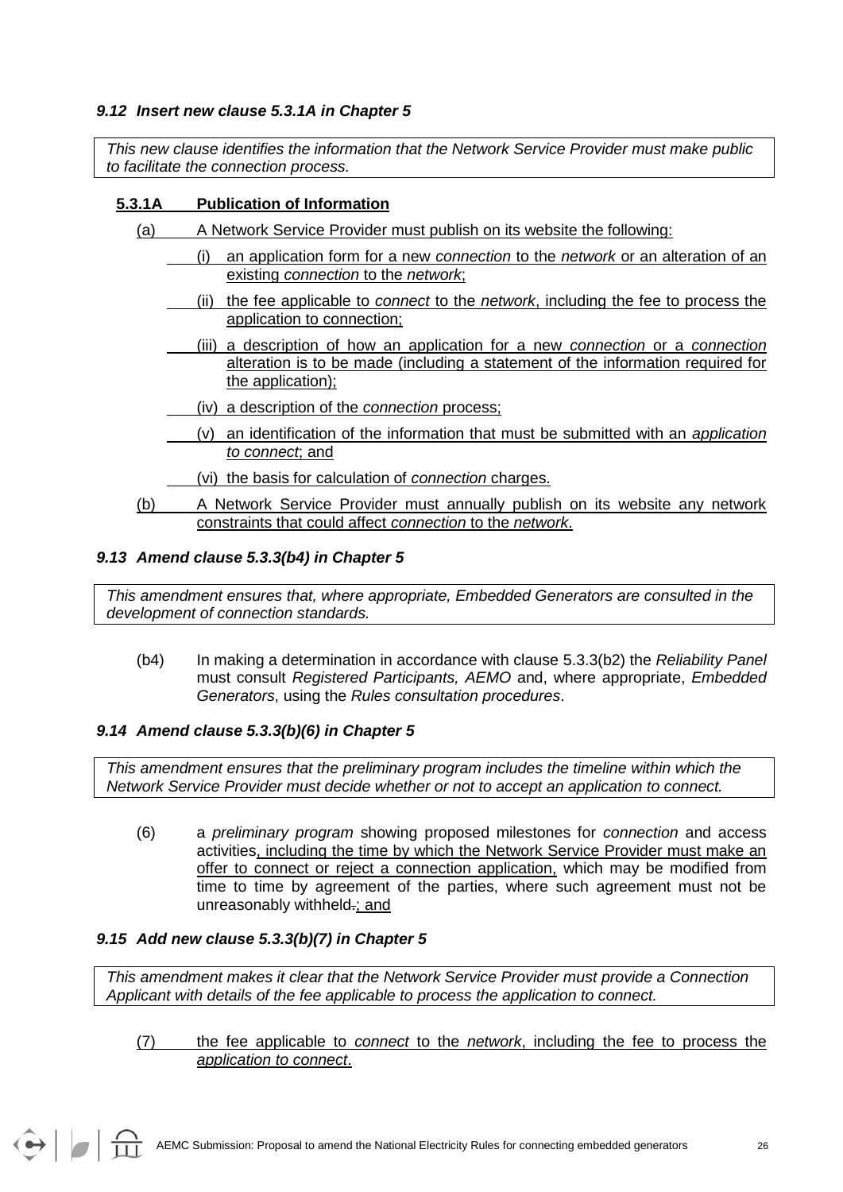### *9.12 Insert new clause 5.3.1A in Chapter 5*

*This new clause identifies the information that the Network Service Provider must make public to facilitate the connection process.*

**5.3.1A Publication of Information**

(a) A Network Service Provider must publish on its website the following:

(i) an application form for a new *connection* to the *network* or an alteration of an existing *connection* to the *network*;

(ii) the fee applicable to *connect* to the *network*, including the fee to process the application to connection;

(iii) a description of how an application for a new *connection* or a *connection* alteration is to be made (including a statement of the information required for the application);

(iv) a description of the *connection* process;

(v) an identification of the information that must be submitted with an *application to connect*; and

(vi) the basis for calculation of *connection* charges.

(b) A Network Service Provider must annually publish on its website any network constraints that could affect *connection* to the *network*.

### *9.13 Amend clause 5.3.3(b4) in Chapter 5*

*This amendment ensures that, where appropriate, Embedded Generators are consulted in the development of connection standards.*

(b4) In making a determination in accordance with clause 5.3.3(b2) the *Reliability Panel* must consult *Registered Participants, AEMO* and, where appropriate, *Embedded Generators*, using the *Rules consultation procedures*.

### *9.14 Amend clause 5.3.3(b)(6) in Chapter 5*

*This amendment ensures that the preliminary program includes the timeline within which the Network Service Provider must decide whether or not to accept an application to connect.*

(6) a *preliminary program* showing proposed milestones for *connection* and access activities, including the time by which the Network Service Provider must make an offer to connect or reject a connection application, which may be modified from time to time by agreement of the parties, where such agreement must not be unreasonably withheld~~.~~; and

### *9.15 Add new clause 5.3.3(b)(7) in Chapter 5*

*This amendment makes it clear that the Network Service Provider must provide a Connection Applicant with details of the fee applicable to process the application to connect.*

(7) the fee applicable to *connect* to the *network*, including the fee to process the *application to connect*.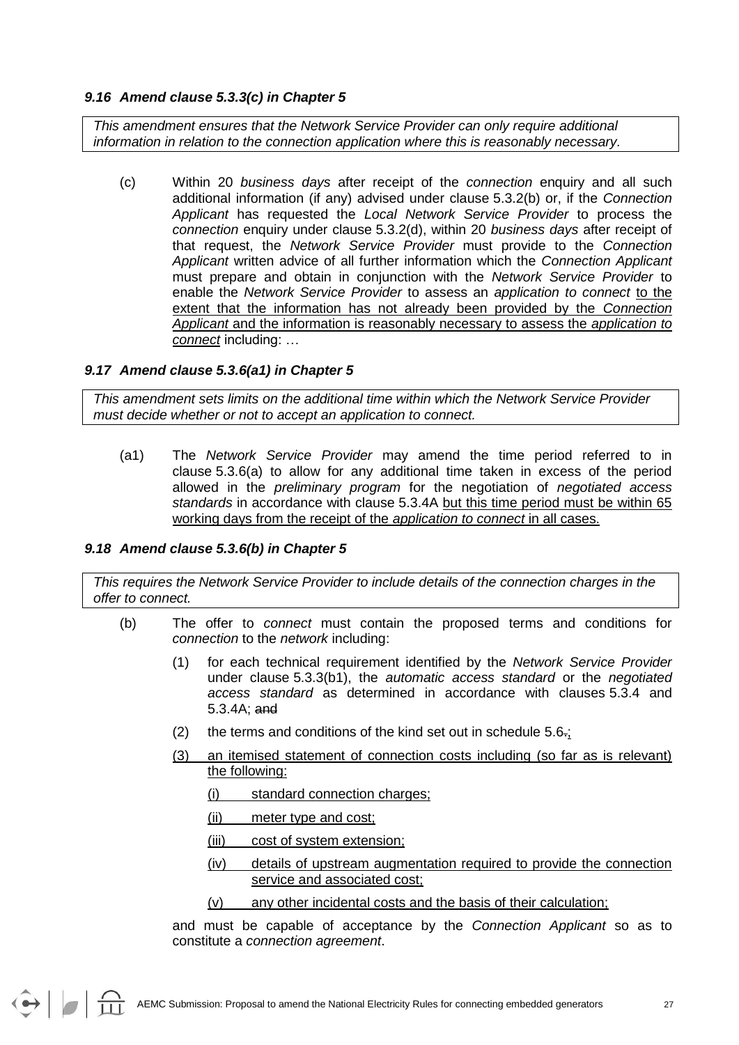### *9.16 Amend clause 5.3.3(c) in Chapter 5*

*This amendment ensures that the Network Service Provider can only require additional information in relation to the connection application where this is reasonably necessary.*

(c) Within 20 *business days* after receipt of the *connection* enquiry and all such additional information (if any) advised under clause 5.3.2(b) or, if the *Connection Applicant* has requested the *Local Network Service Provider* to process the *connection* enquiry under clause 5.3.2(d), within 20 *business days* after receipt of that request, the *Network Service Provider* must provide to the *Connection Applicant* written advice of all further information which the *Connection Applicant* must prepare and obtain in conjunction with the *Network Service Provider* to enable the *Network Service Provider* to assess an *application to connect* <u>to the extent that the information has not already been provided by the *Connection Applicant* and the information is reasonably necessary to assess the *application to connect*</u> including: …

### *9.17 Amend clause 5.3.6(a1) in Chapter 5*

*This amendment sets limits on the additional time within which the Network Service Provider must decide whether or not to accept an application to connect.*

(a1) The *Network Service Provider* may amend the time period referred to in clause 5.3.6(a) to allow for any additional time taken in excess of the period allowed in the *preliminary program* for the negotiation of *negotiated access standards* in accordance with clause 5.3.4A <u>but this time period must be within 65 working days from the receipt of the *application to connect* in all cases.</u>

### *9.18 Amend clause 5.3.6(b) in Chapter 5*

*This requires the Network Service Provider to include details of the connection charges in the offer to connect.*

(b) The offer to *connect* must contain the proposed terms and conditions for *connection* to the *network* including:

(1) for each technical requirement identified by the *Network Service Provider* under clause 5.3.3(b1), the *automatic access standard* or the *negotiated access standard* as determined in accordance with clauses 5.3.4 and 5.3.4A; ~~and~~

(2) the terms and conditions of the kind set out in schedule 5.6~~.~~<u>;</u>

<u>(3) an itemised statement of connection costs including (so far as is relevant) the following:</u>

<u>(i) standard connection charges;</u>

<u>(ii) meter type and cost;</u>

<u>(iii) cost of system extension;</u>

<u>(iv) details of upstream augmentation required to provide the connection service and associated cost;</u>

<u>(v) any other incidental costs and the basis of their calculation;</u>

and must be capable of acceptance by the *Connection Applicant* so as to constitute a *connection agreement*.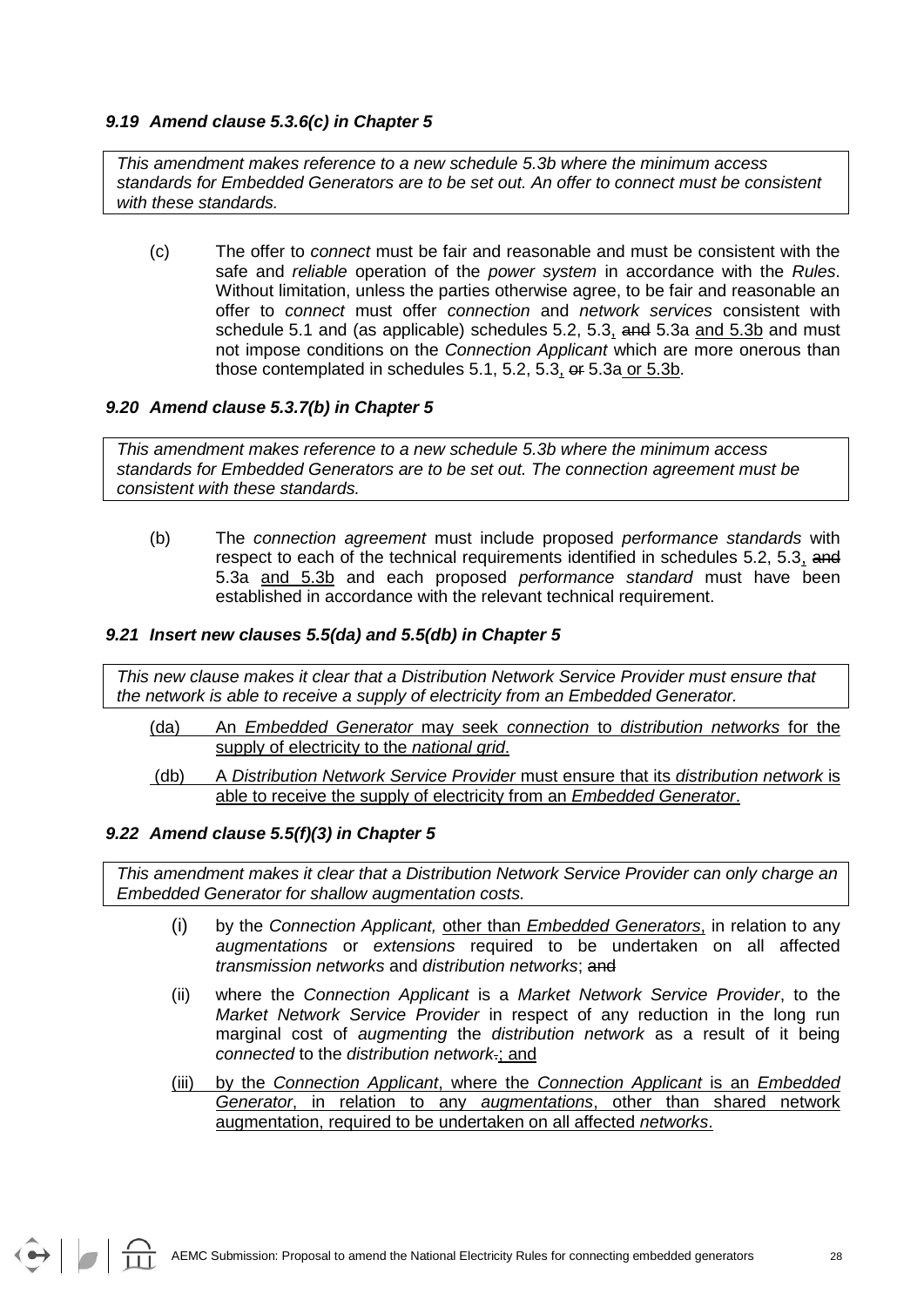### *9.19 Amend clause 5.3.6(c) in Chapter 5*

*This amendment makes reference to a new schedule 5.3b where the minimum access standards for Embedded Generators are to be set out. An offer to connect must be consistent with these standards.*

(c) The offer to *connect* must be fair and reasonable and must be consistent with the safe and *reliable* operation of the *power system* in accordance with the *Rules*. Without limitation, unless the parties otherwise agree, to be fair and reasonable an offer to *connect* must offer *connection* and *network services* consistent with schedule 5.1 and (as applicable) schedules 5.2, 5.3<u>,</u> ~~and~~ 5.3a <u>and 5.3b</u> and must not impose conditions on the *Connection Applicant* which are more onerous than those contemplated in schedules 5.1, 5.2, 5.3<u>,</u> ~~or~~ 5.3a<u> or 5.3b</u>.

### *9.20 Amend clause 5.3.7(b) in Chapter 5*

*This amendment makes reference to a new schedule 5.3b where the minimum access standards for Embedded Generators are to be set out. The connection agreement must be consistent with these standards.*

(b) The *connection agreement* must include proposed *performance standards* with respect to each of the technical requirements identified in schedules 5.2, 5.3<u>,</u> ~~and~~ 5.3a <u>and 5.3b</u> and each proposed *performance standard* must have been established in accordance with the relevant technical requirement.

### *9.21 Insert new clauses 5.5(da) and 5.5(db) in Chapter 5*

*This new clause makes it clear that a Distribution Network Service Provider must ensure that the network is able to receive a supply of electricity from an Embedded Generator.*

<u>(da) An *Embedded Generator* may seek *connection* to *distribution networks* for the supply of electricity to the *national grid*.</u>

<u>(db) A *Distribution Network Service Provider* must ensure that its *distribution network* is able to receive the supply of electricity from an *Embedded Generator*.</u>

### *9.22 Amend clause 5.5(f)(3) in Chapter 5*

*This amendment makes it clear that a Distribution Network Service Provider can only charge an Embedded Generator for shallow augmentation costs.*

(i) by the *Connection Applicant,* <u>other than *Embedded Generators*,</u> in relation to any *augmentations* or *extensions* required to be undertaken on all affected *transmission networks* and *distribution networks*; ~~and~~

(ii) where the *Connection Applicant* is a *Market Network Service Provider*, to the *Market Network Service Provider* in respect of any reduction in the long run marginal cost of *augmenting* the *distribution network* as a result of it being *connected* to the *distribution network*~~.~~<u>; and</u>

<u>(iii) by the *Connection Applicant*, where the *Connection Applicant* is an *Embedded Generator*, in relation to any *augmentations*, other than shared network augmentation, required to be undertaken on all affected *networks*.</u>